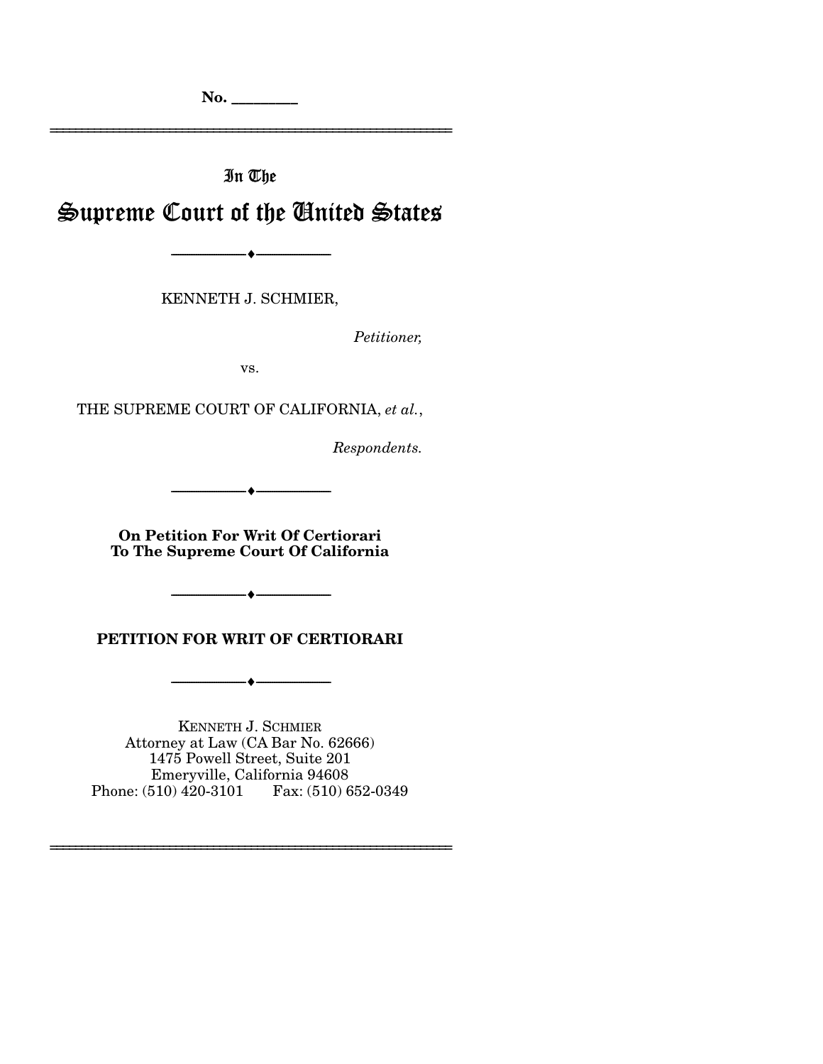No. ________

In The

# Supreme Court of the United States

KENNETH J. SCHMIER,

*Petitioner,*

vs.

THE SUPREME COURT OF CALIFORNIA, *et al.*,

*Respondents.*

**On Petition For Writ Of Certiorari To The Supreme Court Of California**

**PETITION FOR WRIT OF CERTIORARI**

KENNETH J. SCHMIER
Attorney at Law (CA Bar No. 62666)
1475 Powell Street, Suite 201
Emeryville, California 94608
Phone: (510) 420-3101 Fax: (510) 652-0349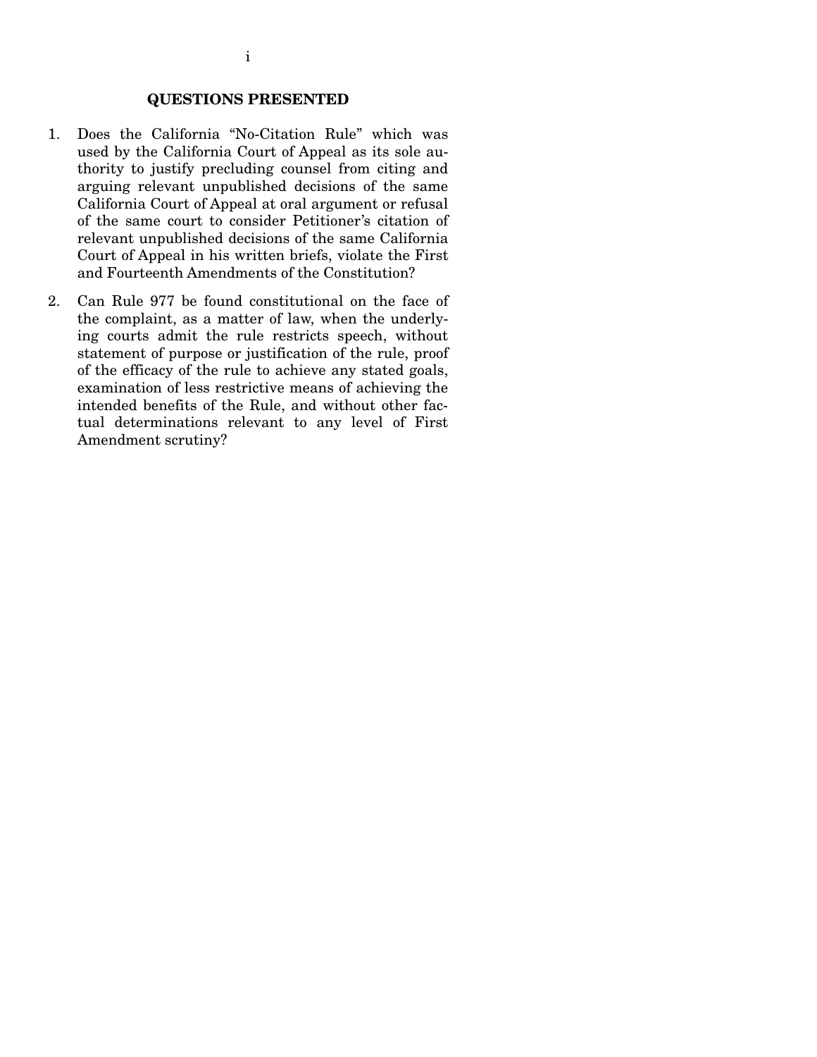## QUESTIONS PRESENTED

1. Does the California "No-Citation Rule" which was used by the California Court of Appeal as its sole authority to justify precluding counsel from citing and arguing relevant unpublished decisions of the same California Court of Appeal at oral argument or refusal of the same court to consider Petitioner's citation of relevant unpublished decisions of the same California Court of Appeal in his written briefs, violate the First and Fourteenth Amendments of the Constitution?

2. Can Rule 977 be found constitutional on the face of the complaint, as a matter of law, when the underlying courts admit the rule restricts speech, without statement of purpose or justification of the rule, proof of the efficacy of the rule to achieve any stated goals, examination of less restrictive means of achieving the intended benefits of the Rule, and without other factual determinations relevant to any level of First Amendment scrutiny?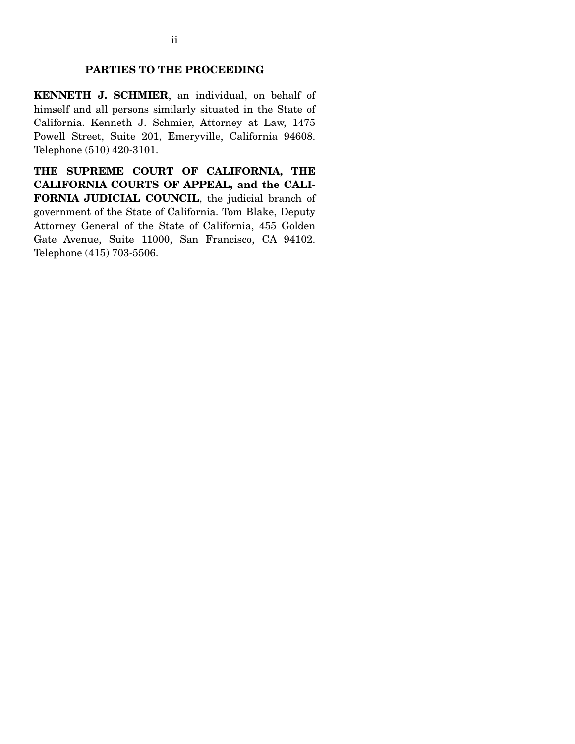## PARTIES TO THE PROCEEDING

**KENNETH J. SCHMIER**, an individual, on behalf of himself and all persons similarly situated in the State of California. Kenneth J. Schmier, Attorney at Law, 1475 Powell Street, Suite 201, Emeryville, California 94608. Telephone (510) 420-3101.

**THE SUPREME COURT OF CALIFORNIA, THE CALIFORNIA COURTS OF APPEAL, and the CALIFORNIA JUDICIAL COUNCIL**, the judicial branch of government of the State of California. Tom Blake, Deputy Attorney General of the State of California, 455 Golden Gate Avenue, Suite 11000, San Francisco, CA 94102. Telephone (415) 703-5506.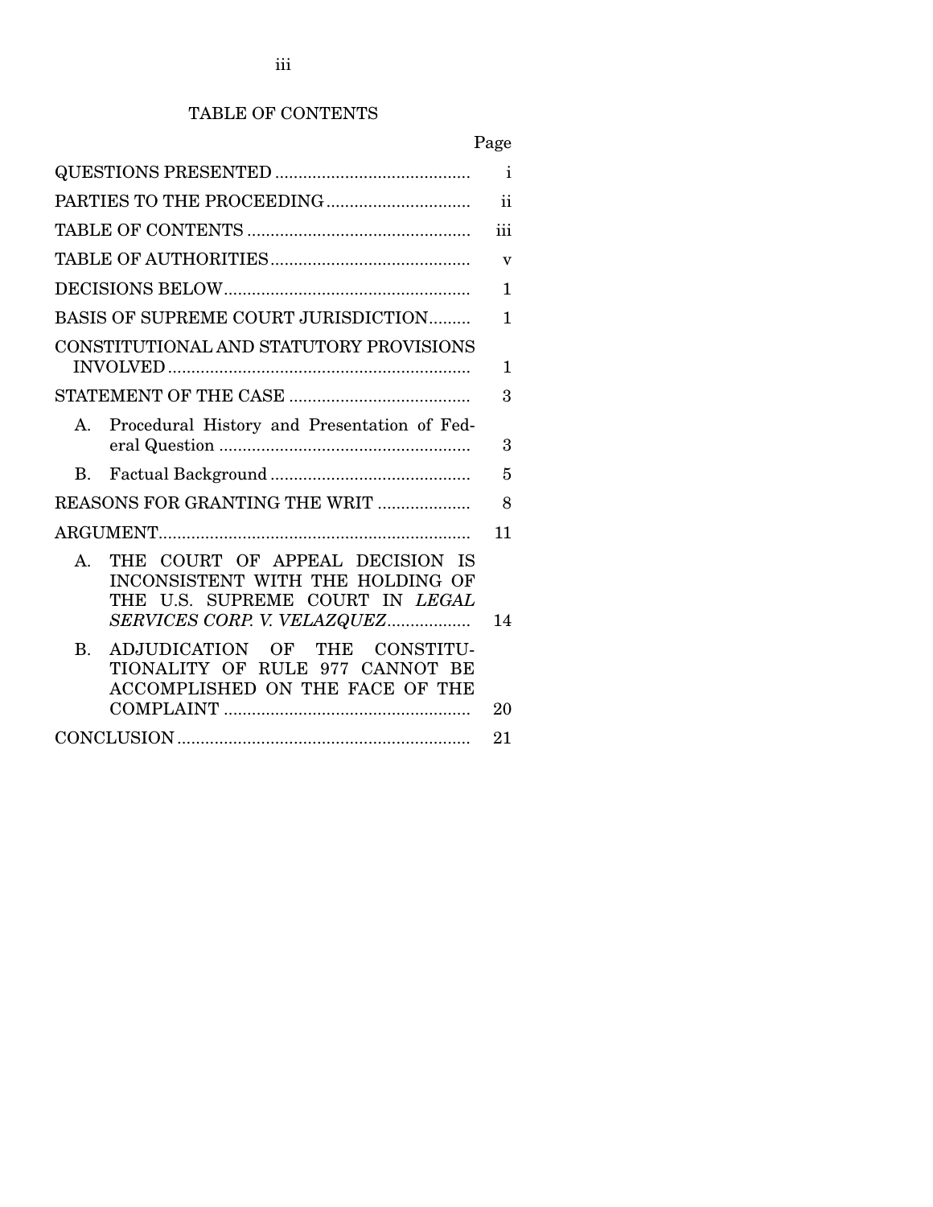# TABLE OF CONTENTS

| | Page |
|---|---|
| QUESTIONS PRESENTED | i |
| PARTIES TO THE PROCEEDING | ii |
| TABLE OF CONTENTS | iii |
| TABLE OF AUTHORITIES | v |
| DECISIONS BELOW | 1 |
| BASIS OF SUPREME COURT JURISDICTION | 1 |
| CONSTITUTIONAL AND STATUTORY PROVISIONS INVOLVED | 1 |
| STATEMENT OF THE CASE | 3 |
| A. Procedural History and Presentation of Federal Question | 3 |
| B. Factual Background | 5 |
| REASONS FOR GRANTING THE WRIT | 8 |
| ARGUMENT | 11 |
| A. THE COURT OF APPEAL DECISION IS INCONSISTENT WITH THE HOLDING OF THE U.S. SUPREME COURT IN *LEGAL SERVICES CORP. V. VELAZQUEZ* | 14 |
| B. ADJUDICATION OF THE CONSTITUTIONALITY OF RULE 977 CANNOT BE ACCOMPLISHED ON THE FACE OF THE COMPLAINT | 20 |
| CONCLUSION | 21 |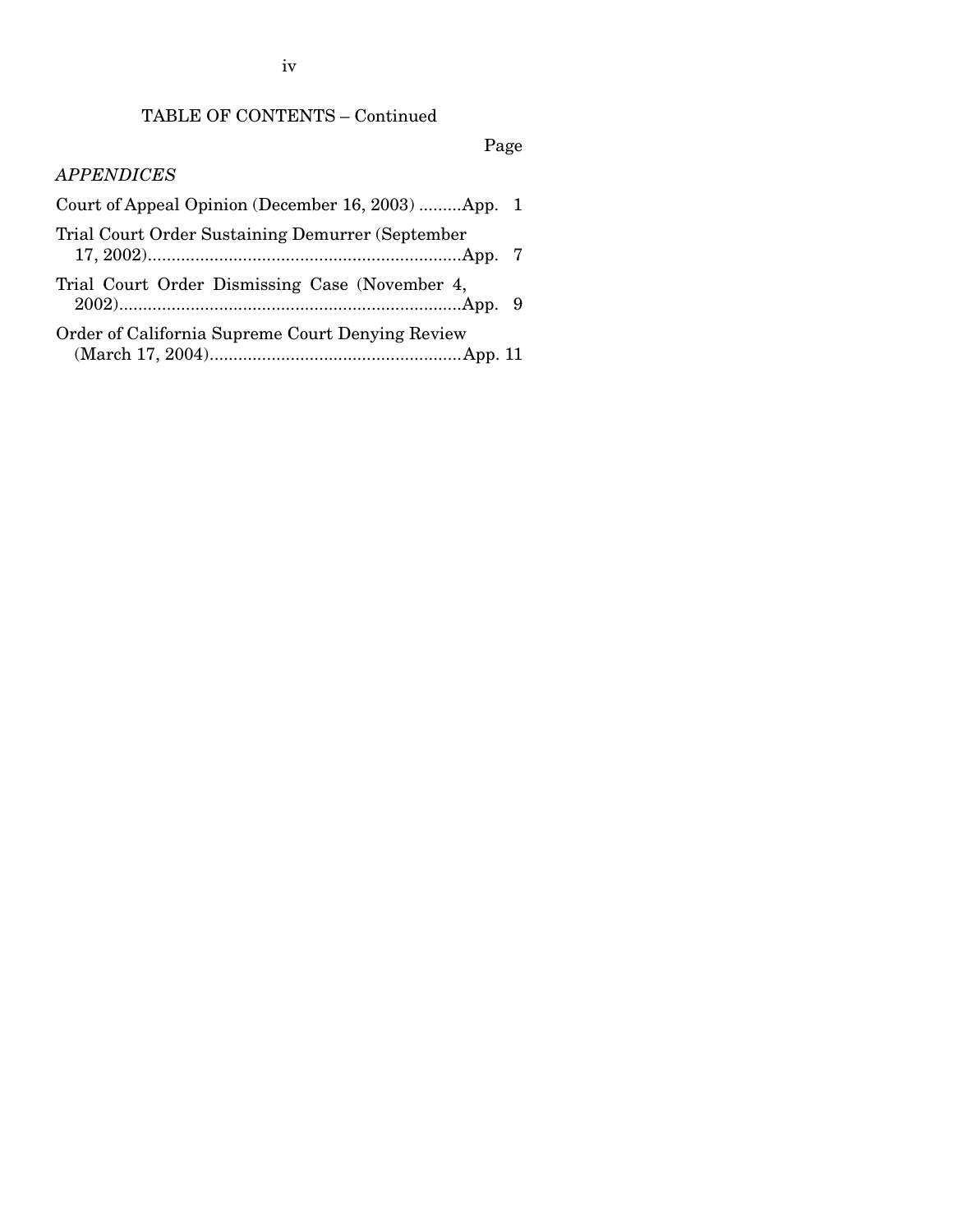TABLE OF CONTENTS – Continued

Page

*APPENDICES*

Court of Appeal Opinion (December 16, 2003) .........App. 1

Trial Court Order Sustaining Demurrer (September 17, 2002)..................................................................App. 7

Trial Court Order Dismissing Case (November 4, 2002)........................................................................App. 9

Order of California Supreme Court Denying Review (March 17, 2004)....................................................App. 11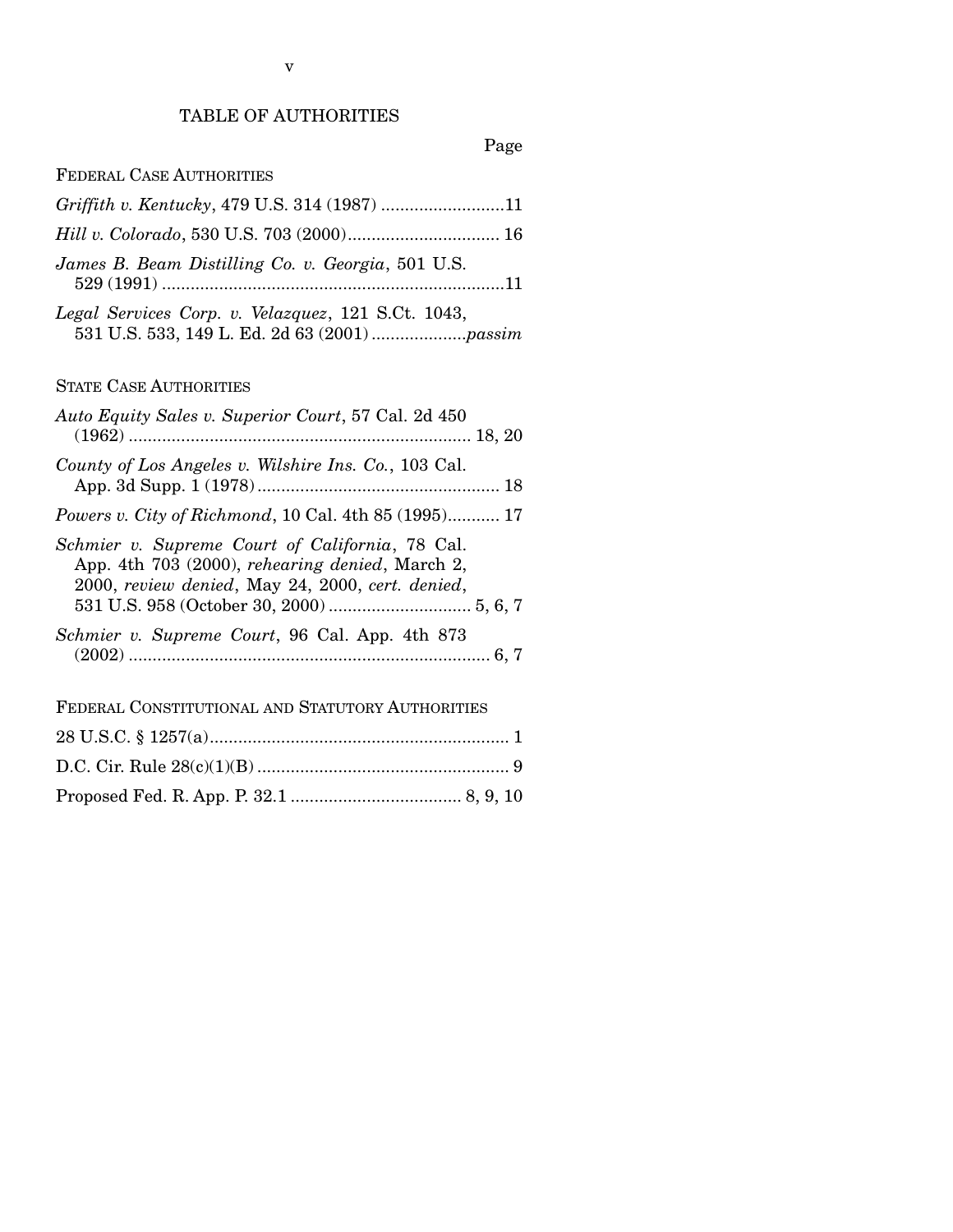# TABLE OF AUTHORITIES

Page

## FEDERAL CASE AUTHORITIES

*Griffith v. Kentucky*, 479 U.S. 314 (1987) .......................... 11

*Hill v. Colorado*, 530 U.S. 703 (2000) ................................ 16

*James B. Beam Distilling Co. v. Georgia*, 501 U.S. 529 (1991) ........................................................................ 11

*Legal Services Corp. v. Velazquez*, 121 S.Ct. 1043, 531 U.S. 533, 149 L. Ed. 2d 63 (2001) .................... *passim*

## STATE CASE AUTHORITIES

*Auto Equity Sales v. Superior Court*, 57 Cal. 2d 450 (1962) ........................................................................ 18, 20

*County of Los Angeles v. Wilshire Ins. Co.*, 103 Cal. App. 3d Supp. 1 (1978) .................................................. 18

*Powers v. City of Richmond*, 10 Cal. 4th 85 (1995) ........... 17

*Schmier v. Supreme Court of California*, 78 Cal. App. 4th 703 (2000), *rehearing denied*, March 2, 2000, *review denied*, May 24, 2000, *cert. denied*, 531 U.S. 958 (October 30, 2000) .............................. 5, 6, 7

*Schmier v. Supreme Court*, 96 Cal. App. 4th 873 (2002) ........................................................................... 6, 7

## FEDERAL CONSTITUTIONAL AND STATUTORY AUTHORITIES

28 U.S.C. § 1257(a) .............................................................. 1

D.C. Cir. Rule 28(c)(1)(B) ..................................................... 9

Proposed Fed. R. App. P. 32.1 .................................... 8, 9, 10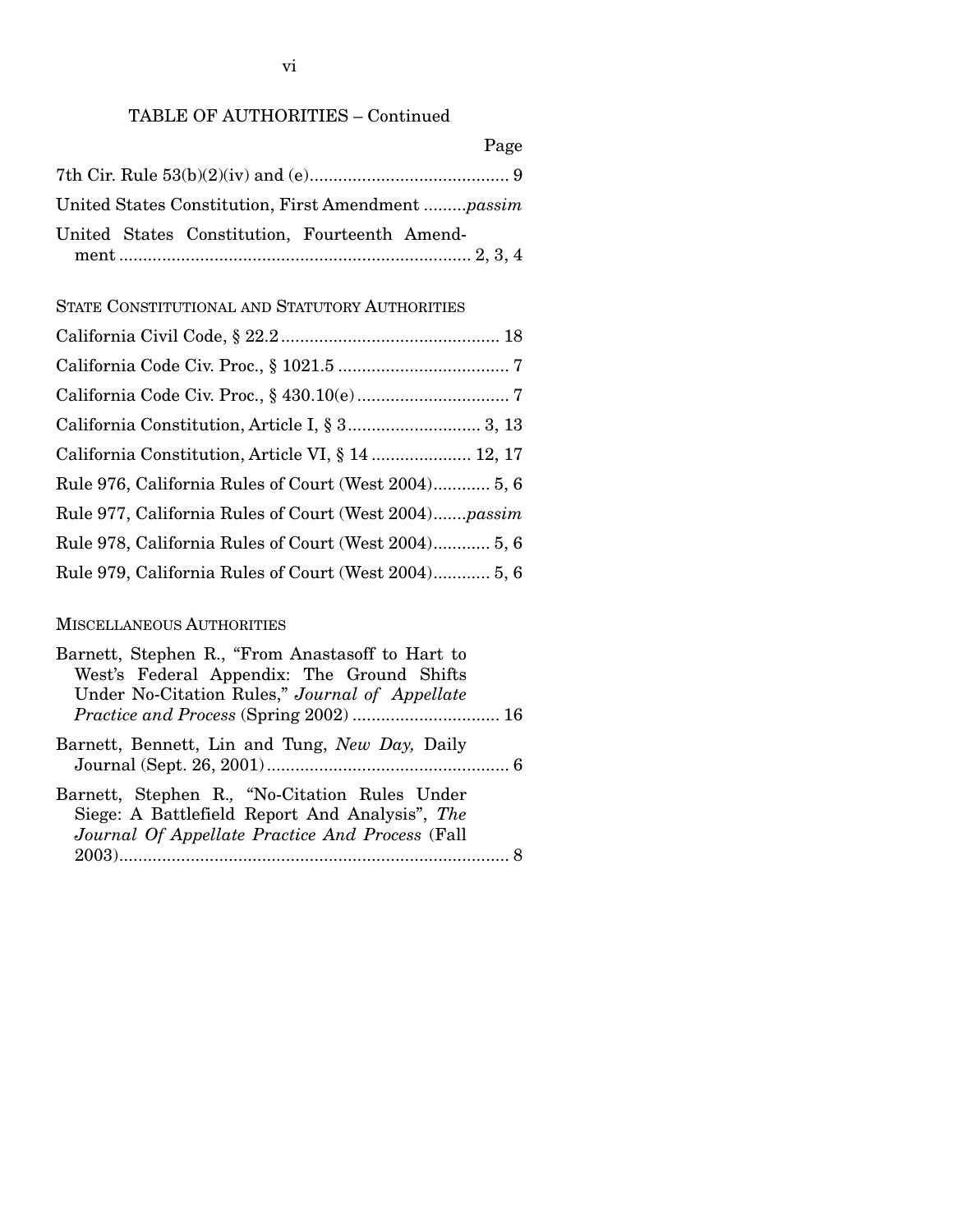TABLE OF AUTHORITIES – Continued

| | Page |
|---|---|
| 7th Cir. Rule 53(b)(2)(iv) and (e) | 9 |
| United States Constitution, First Amendment | *passim* |
| United States Constitution, Fourteenth Amendment | 2, 3, 4 |

STATE CONSTITUTIONAL AND STATUTORY AUTHORITIES

| | |
|---|---|
| California Civil Code, § 22.2 | 18 |
| California Code Civ. Proc., § 1021.5 | 7 |
| California Code Civ. Proc., § 430.10(e) | 7 |
| California Constitution, Article I, § 3 | 3, 13 |
| California Constitution, Article VI, § 14 | 12, 17 |
| Rule 976, California Rules of Court (West 2004) | 5, 6 |
| Rule 977, California Rules of Court (West 2004) | *passim* |
| Rule 978, California Rules of Court (West 2004) | 5, 6 |
| Rule 979, California Rules of Court (West 2004) | 5, 6 |

MISCELLANEOUS AUTHORITIES

| | |
|---|---|
| Barnett, Stephen R., "From Anastasoff to Hart to West's Federal Appendix: The Ground Shifts Under No-Citation Rules," *Journal of Appellate Practice and Process* (Spring 2002) | 16 |
| Barnett, Bennett, Lin and Tung, *New Day,* Daily Journal (Sept. 26, 2001) | 6 |
| Barnett, Stephen R., "No-Citation Rules Under Siege: A Battlefield Report And Analysis", *The Journal Of Appellate Practice And Process* (Fall 2003) | 8 |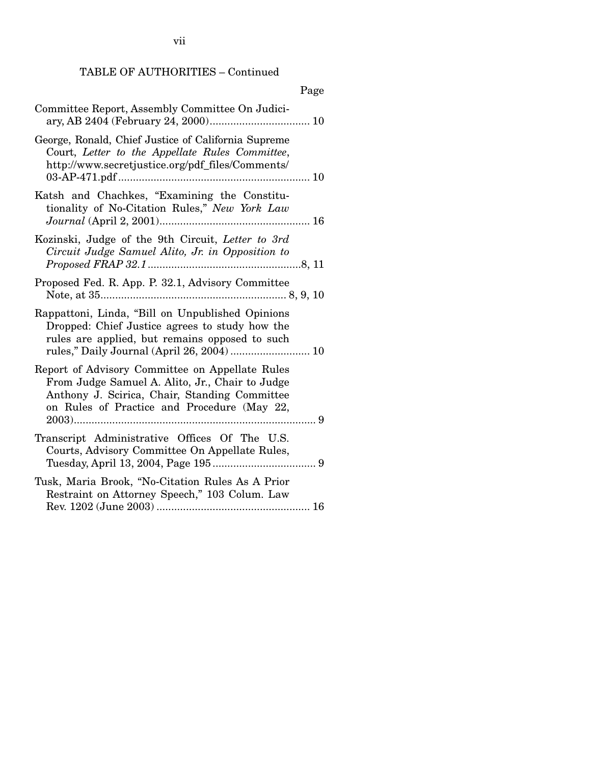TABLE OF AUTHORITIES – Continued

Page

Committee Report, Assembly Committee On Judiciary, AB 2404 (February 24, 2000) .................................. 10

George, Ronald, Chief Justice of California Supreme Court, *Letter to the Appellate Rules Committee*, http://www.secretjustice.org/pdf_files/Comments/03-AP-471.pdf ................................................................ 10

Katsh and Chachkes, "Examining the Constitutionality of No-Citation Rules," *New York Law Journal* (April 2, 2001) .................................................. 16

Kozinski, Judge of the 9th Circuit, *Letter to 3rd Circuit Judge Samuel Alito, Jr. in Opposition to Proposed FRAP 32.1* ..................................................8, 11

Proposed Fed. R. App. P. 32.1, Advisory Committee Note, at 35 .............................................................. 8, 9, 10

Rappattoni, Linda, "Bill on Unpublished Opinions Dropped: Chief Justice agrees to study how the rules are applied, but remains opposed to such rules," Daily Journal (April 26, 2004) .......................... 10

Report of Advisory Committee on Appellate Rules From Judge Samuel A. Alito, Jr., Chair to Judge Anthony J. Scirica, Chair, Standing Committee on Rules of Practice and Procedure (May 22, 2003) ................................................................................. 9

Transcript Administrative Offices Of The U.S. Courts, Advisory Committee On Appellate Rules, Tuesday, April 13, 2004, Page 195 ................................... 9

Tusk, Maria Brook, "No-Citation Rules As A Prior Restraint on Attorney Speech," 103 Colum. Law Rev. 1202 (June 2003) .................................................... 16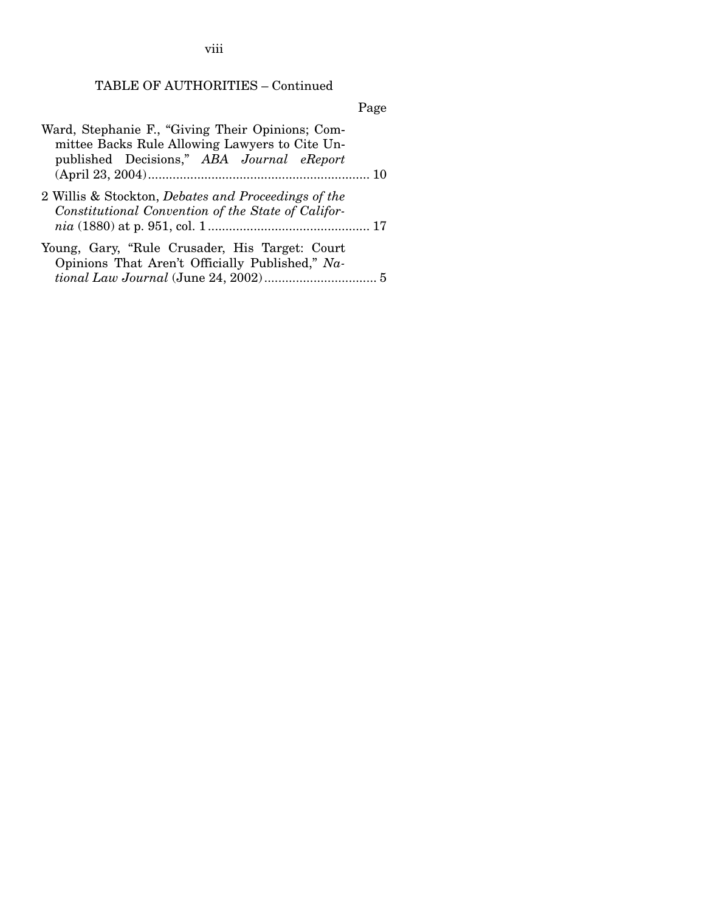TABLE OF AUTHORITIES – Continued

Page

Ward, Stephanie F., "Giving Their Opinions; Committee Backs Rule Allowing Lawyers to Cite Unpublished Decisions," *ABA Journal eReport* (April 23, 2004) ............ 10

2 Willis & Stockton, *Debates and Proceedings of the Constitutional Convention of the State of California* (1880) at p. 951, col. 1 ............ 17

Young, Gary, "Rule Crusader, His Target: Court Opinions That Aren't Officially Published," *National Law Journal* (June 24, 2002) ............ 5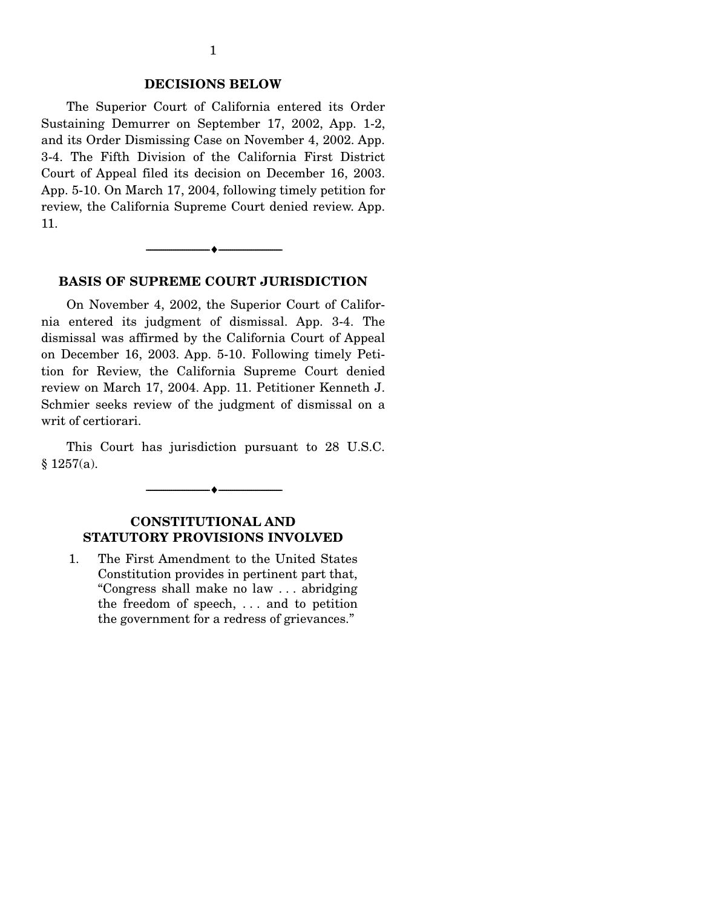## DECISIONS BELOW

The Superior Court of California entered its Order Sustaining Demurrer on September 17, 2002, App. 1-2, and its Order Dismissing Case on November 4, 2002. App. 3-4. The Fifth Division of the California First District Court of Appeal filed its decision on December 16, 2003. App. 5-10. On March 17, 2004, following timely petition for review, the California Supreme Court denied review. App. 11.

---

## BASIS OF SUPREME COURT JURISDICTION

On November 4, 2002, the Superior Court of California entered its judgment of dismissal. App. 3-4. The dismissal was affirmed by the California Court of Appeal on December 16, 2003. App. 5-10. Following timely Petition for Review, the California Supreme Court denied review on March 17, 2004. App. 11. Petitioner Kenneth J. Schmier seeks review of the judgment of dismissal on a writ of certiorari.

This Court has jurisdiction pursuant to 28 U.S.C. § 1257(a).

---

## CONSTITUTIONAL AND STATUTORY PROVISIONS INVOLVED

1. The First Amendment to the United States Constitution provides in pertinent part that, "Congress shall make no law . . . abridging the freedom of speech, . . . and to petition the government for a redress of grievances."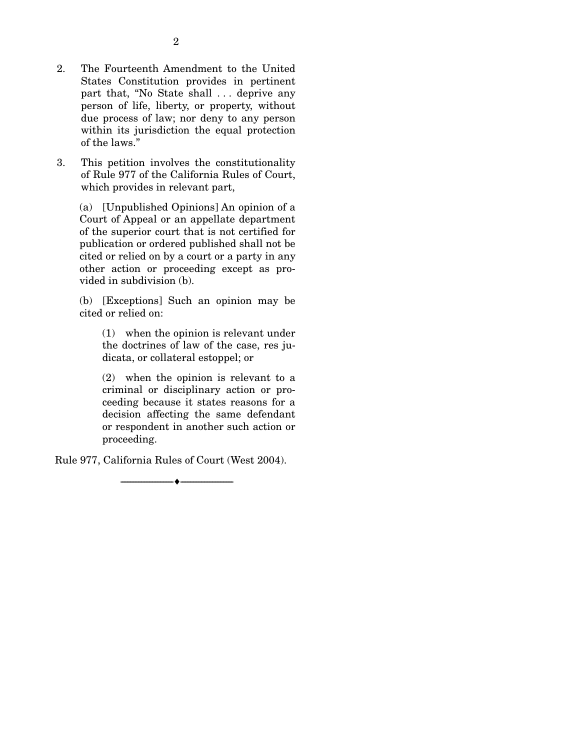2. The Fourteenth Amendment to the United States Constitution provides in pertinent part that, "No State shall . . . deprive any person of life, liberty, or property, without due process of law; nor deny to any person within its jurisdiction the equal protection of the laws."

3. This petition involves the constitutionality of Rule 977 of the California Rules of Court, which provides in relevant part,

   (a) [Unpublished Opinions] An opinion of a Court of Appeal or an appellate department of the superior court that is not certified for publication or ordered published shall not be cited or relied on by a court or a party in any other action or proceeding except as provided in subdivision (b).

   (b) [Exceptions] Such an opinion may be cited or relied on:

   > (1) when the opinion is relevant under the doctrines of law of the case, res judicata, or collateral estoppel; or
   >
   > (2) when the opinion is relevant to a criminal or disciplinary action or proceeding because it states reasons for a decision affecting the same defendant or respondent in another such action or proceeding.

Rule 977, California Rules of Court (West 2004).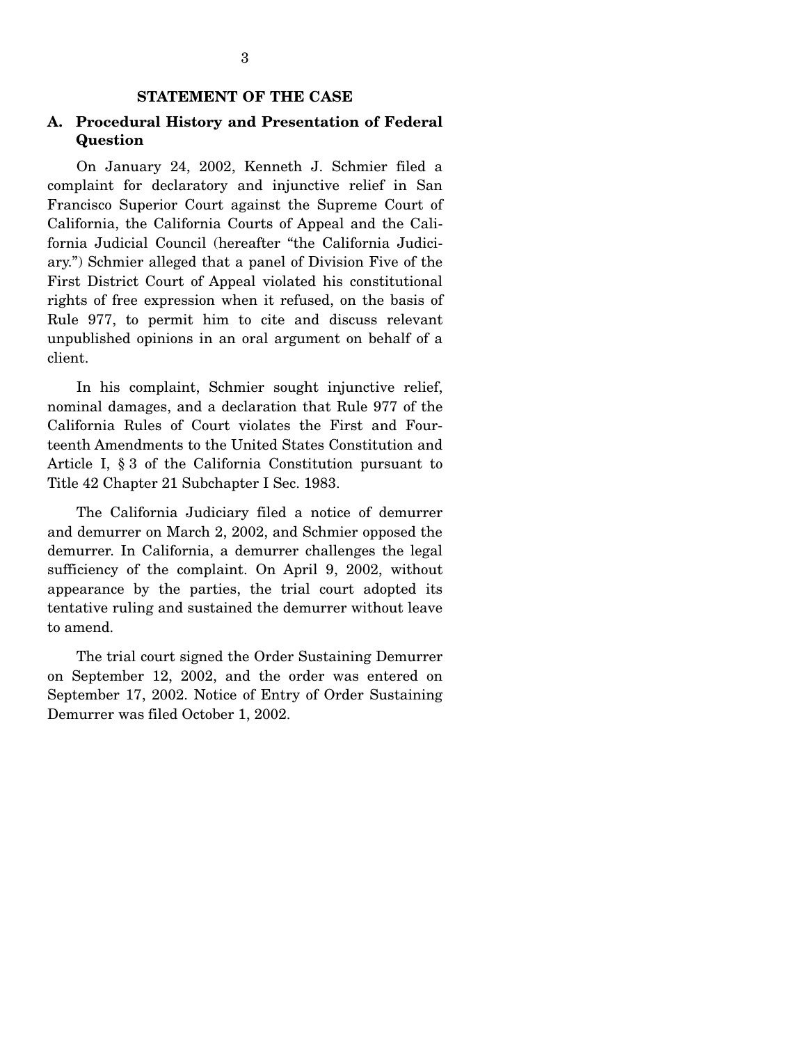## STATEMENT OF THE CASE

### A. Procedural History and Presentation of Federal Question

On January 24, 2002, Kenneth J. Schmier filed a complaint for declaratory and injunctive relief in San Francisco Superior Court against the Supreme Court of California, the California Courts of Appeal and the California Judicial Council (hereafter "the California Judiciary.") Schmier alleged that a panel of Division Five of the First District Court of Appeal violated his constitutional rights of free expression when it refused, on the basis of Rule 977, to permit him to cite and discuss relevant unpublished opinions in an oral argument on behalf of a client.

In his complaint, Schmier sought injunctive relief, nominal damages, and a declaration that Rule 977 of the California Rules of Court violates the First and Fourteenth Amendments to the United States Constitution and Article I, § 3 of the California Constitution pursuant to Title 42 Chapter 21 Subchapter I Sec. 1983.

The California Judiciary filed a notice of demurrer and demurrer on March 2, 2002, and Schmier opposed the demurrer. In California, a demurrer challenges the legal sufficiency of the complaint. On April 9, 2002, without appearance by the parties, the trial court adopted its tentative ruling and sustained the demurrer without leave to amend.

The trial court signed the Order Sustaining Demurrer on September 12, 2002, and the order was entered on September 17, 2002. Notice of Entry of Order Sustaining Demurrer was filed October 1, 2002.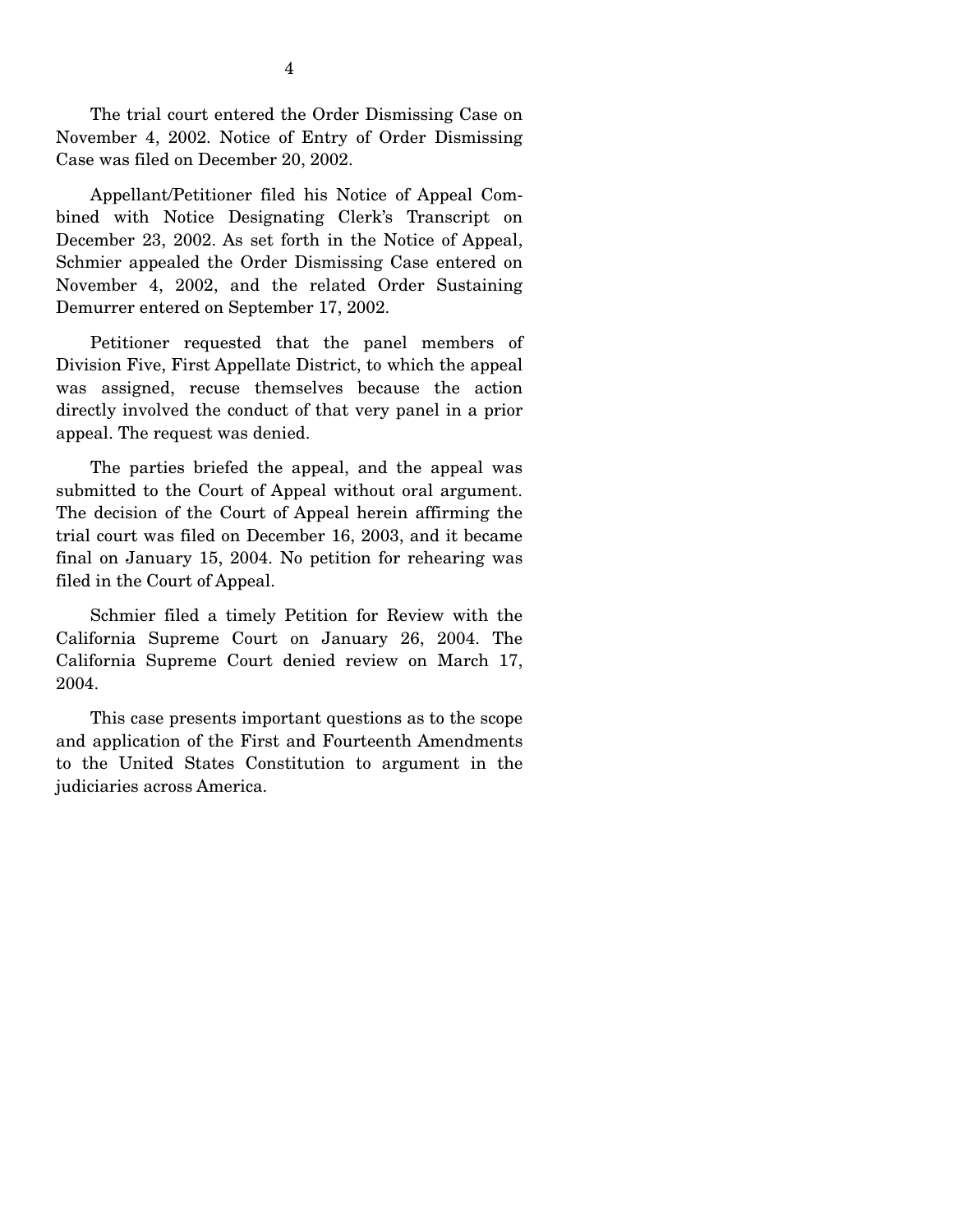The trial court entered the Order Dismissing Case on November 4, 2002. Notice of Entry of Order Dismissing Case was filed on December 20, 2002.

Appellant/Petitioner filed his Notice of Appeal Combined with Notice Designating Clerk's Transcript on December 23, 2002. As set forth in the Notice of Appeal, Schmier appealed the Order Dismissing Case entered on November 4, 2002, and the related Order Sustaining Demurrer entered on September 17, 2002.

Petitioner requested that the panel members of Division Five, First Appellate District, to which the appeal was assigned, recuse themselves because the action directly involved the conduct of that very panel in a prior appeal. The request was denied.

The parties briefed the appeal, and the appeal was submitted to the Court of Appeal without oral argument. The decision of the Court of Appeal herein affirming the trial court was filed on December 16, 2003, and it became final on January 15, 2004. No petition for rehearing was filed in the Court of Appeal.

Schmier filed a timely Petition for Review with the California Supreme Court on January 26, 2004. The California Supreme Court denied review on March 17, 2004.

This case presents important questions as to the scope and application of the First and Fourteenth Amendments to the United States Constitution to argument in the judiciaries across America.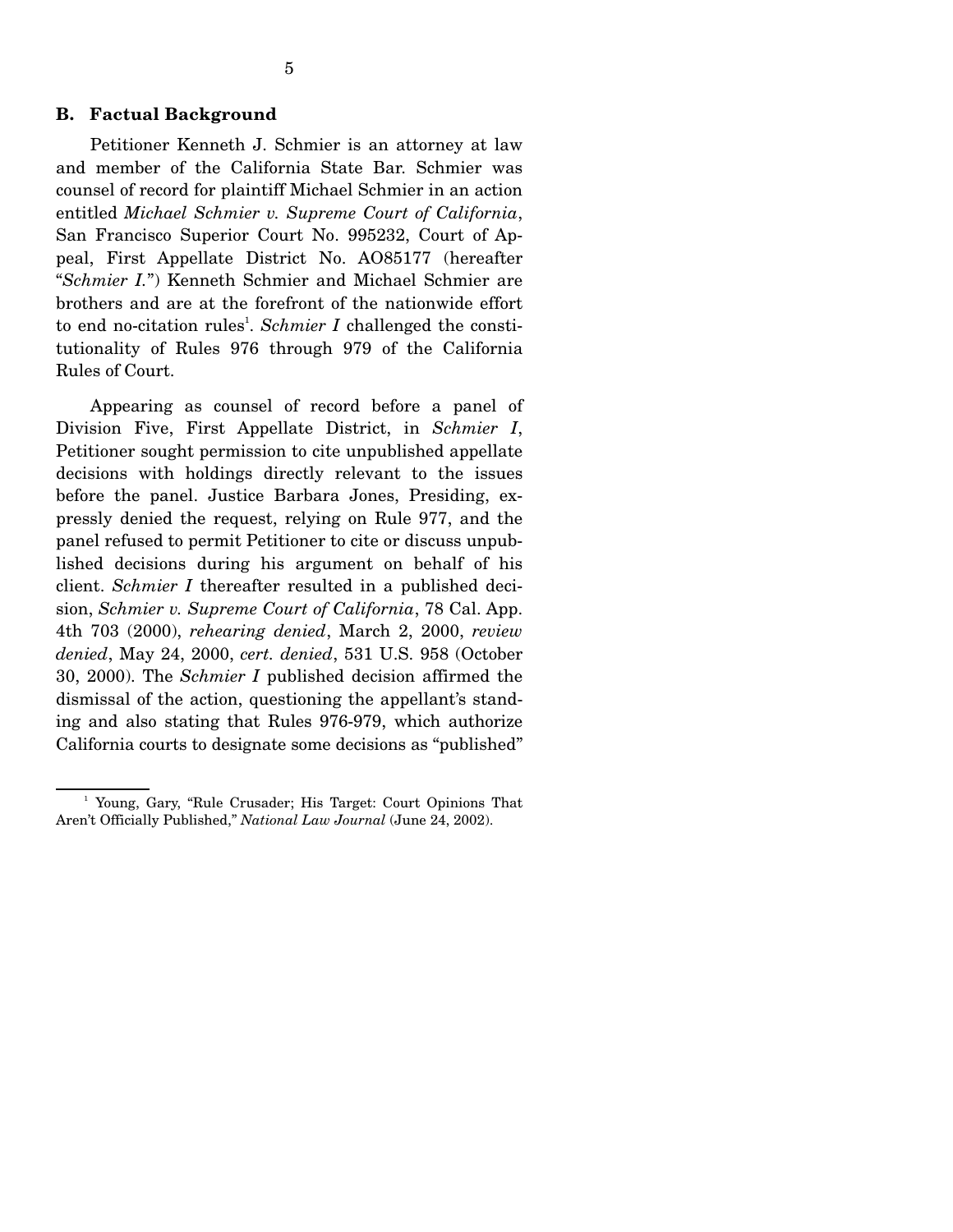### B. Factual Background

Petitioner Kenneth J. Schmier is an attorney at law and member of the California State Bar. Schmier was counsel of record for plaintiff Michael Schmier in an action entitled *Michael Schmier v. Supreme Court of California*, San Francisco Superior Court No. 995232, Court of Appeal, First Appellate District No. AO85177 (hereafter "*Schmier I.*") Kenneth Schmier and Michael Schmier are brothers and are at the forefront of the nationwide effort to end no-citation rules[1]. *Schmier I* challenged the constitutionality of Rules 976 through 979 of the California Rules of Court.

Appearing as counsel of record before a panel of Division Five, First Appellate District, in *Schmier I*, Petitioner sought permission to cite unpublished appellate decisions with holdings directly relevant to the issues before the panel. Justice Barbara Jones, Presiding, expressly denied the request, relying on Rule 977, and the panel refused to permit Petitioner to cite or discuss unpublished decisions during his argument on behalf of his client. *Schmier I* thereafter resulted in a published decision, *Schmier v. Supreme Court of California*, 78 Cal. App. 4th 703 (2000), *rehearing denied*, March 2, 2000, *review denied*, May 24, 2000, *cert. denied*, 531 U.S. 958 (October 30, 2000). The *Schmier I* published decision affirmed the dismissal of the action, questioning the appellant's standing and also stating that Rules 976-979, which authorize California courts to designate some decisions as "published"

[1] Young, Gary, "Rule Crusader; His Target: Court Opinions That Aren't Officially Published," *National Law Journal* (June 24, 2002).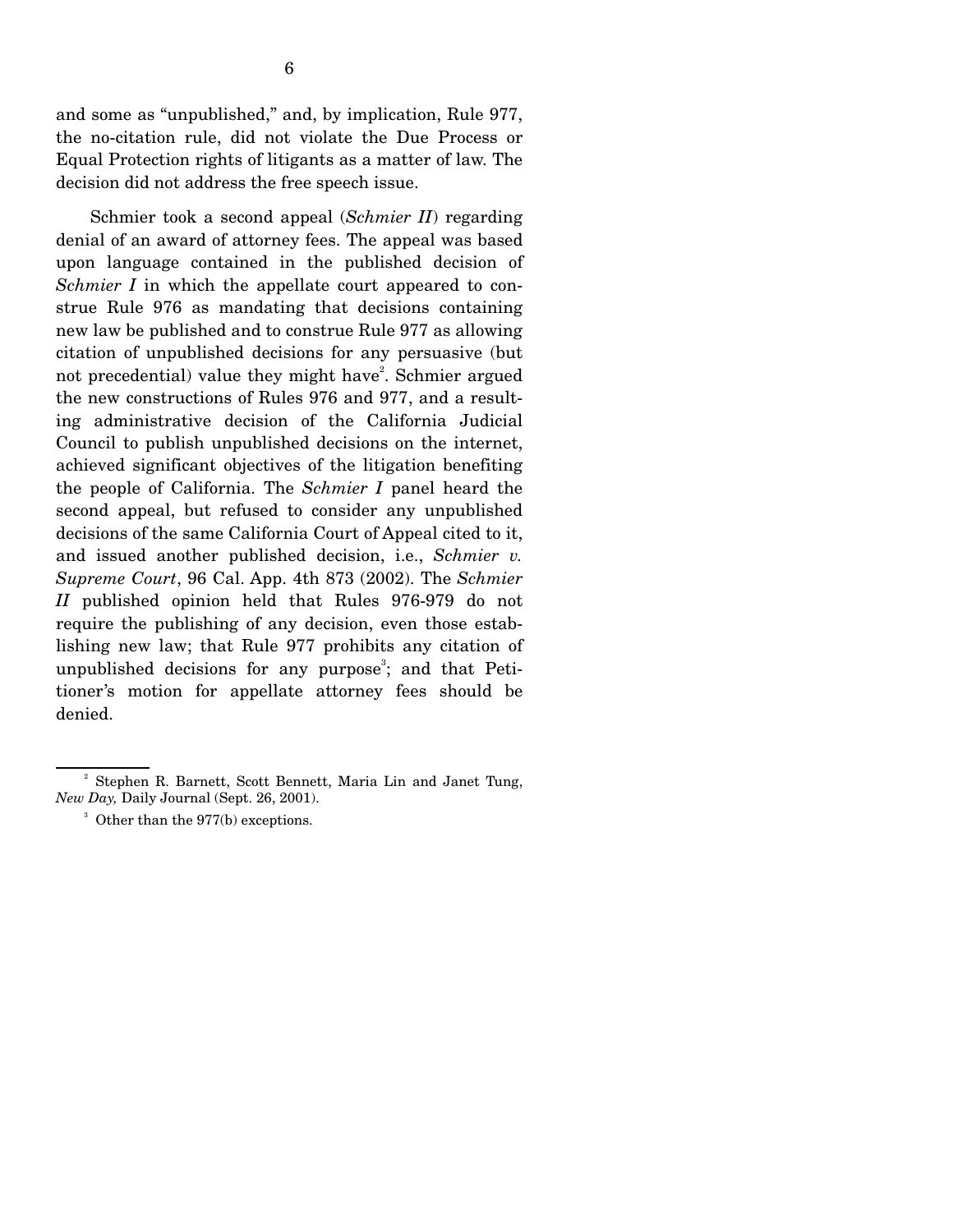and some as "unpublished," and, by implication, Rule 977, the no-citation rule, did not violate the Due Process or Equal Protection rights of litigants as a matter of law. The decision did not address the free speech issue.

Schmier took a second appeal (*Schmier II*) regarding denial of an award of attorney fees. The appeal was based upon language contained in the published decision of *Schmier I* in which the appellate court appeared to construe Rule 976 as mandating that decisions containing new law be published and to construe Rule 977 as allowing citation of unpublished decisions for any persuasive (but not precedential) value they might have[2]. Schmier argued the new constructions of Rules 976 and 977, and a resulting administrative decision of the California Judicial Council to publish unpublished decisions on the internet, achieved significant objectives of the litigation benefiting the people of California. The *Schmier I* panel heard the second appeal, but refused to consider any unpublished decisions of the same California Court of Appeal cited to it, and issued another published decision, i.e., *Schmier v. Supreme Court*, 96 Cal. App. 4th 873 (2002). The *Schmier II* published opinion held that Rules 976-979 do not require the publishing of any decision, even those establishing new law; that Rule 977 prohibits any citation of unpublished decisions for any purpose[3]; and that Petitioner's motion for appellate attorney fees should be denied.

---

[2] Stephen R. Barnett, Scott Bennett, Maria Lin and Janet Tung, *New Day,* Daily Journal (Sept. 26, 2001).

[3] Other than the 977(b) exceptions.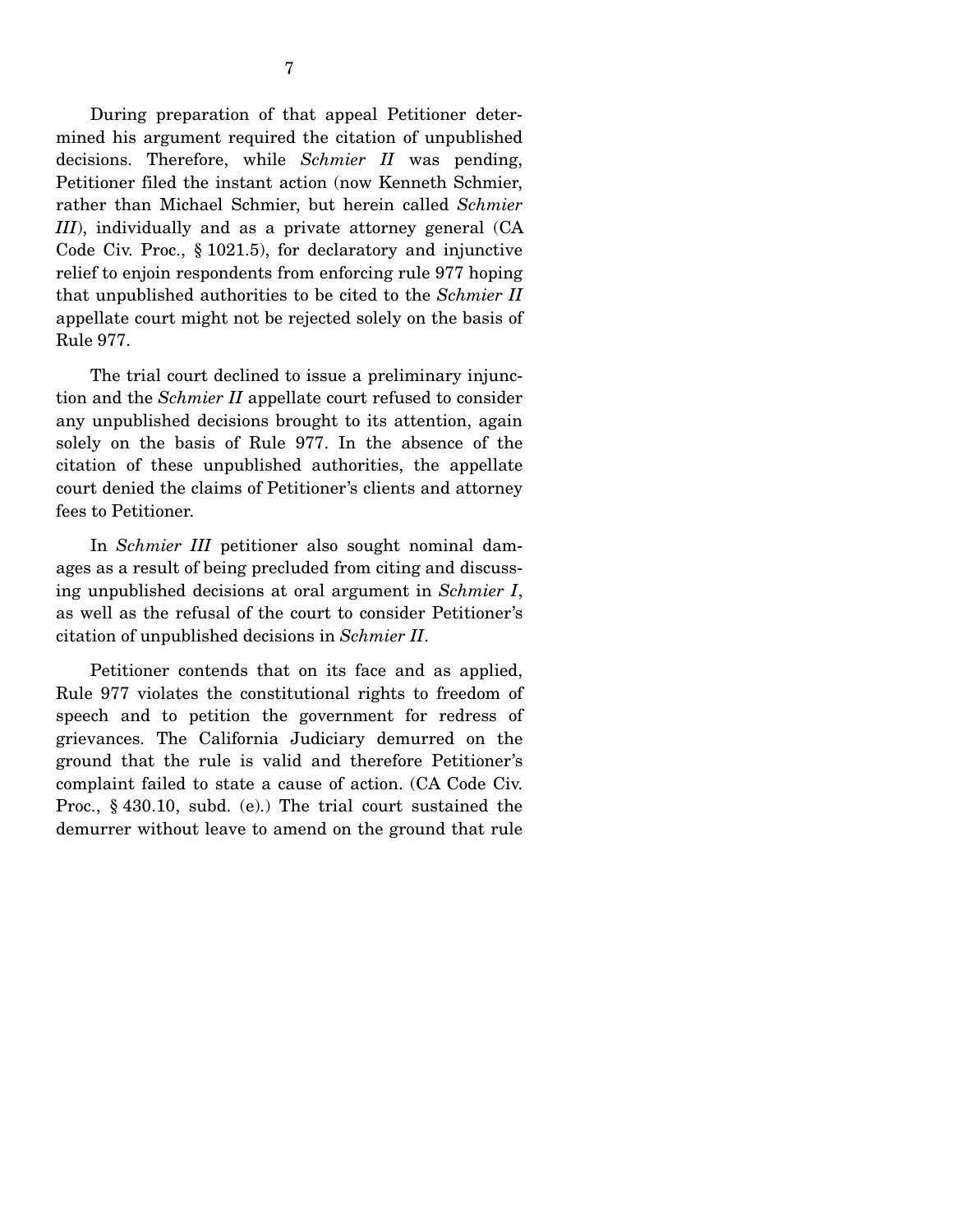During preparation of that appeal Petitioner determined his argument required the citation of unpublished decisions. Therefore, while *Schmier II* was pending, Petitioner filed the instant action (now Kenneth Schmier, rather than Michael Schmier, but herein called *Schmier III*), individually and as a private attorney general (CA Code Civ. Proc., § 1021.5), for declaratory and injunctive relief to enjoin respondents from enforcing rule 977 hoping that unpublished authorities to be cited to the *Schmier II* appellate court might not be rejected solely on the basis of Rule 977.

The trial court declined to issue a preliminary injunction and the *Schmier II* appellate court refused to consider any unpublished decisions brought to its attention, again solely on the basis of Rule 977. In the absence of the citation of these unpublished authorities, the appellate court denied the claims of Petitioner's clients and attorney fees to Petitioner.

In *Schmier III* petitioner also sought nominal damages as a result of being precluded from citing and discussing unpublished decisions at oral argument in *Schmier I*, as well as the refusal of the court to consider Petitioner's citation of unpublished decisions in *Schmier II*.

Petitioner contends that on its face and as applied, Rule 977 violates the constitutional rights to freedom of speech and to petition the government for redress of grievances. The California Judiciary demurred on the ground that the rule is valid and therefore Petitioner's complaint failed to state a cause of action. (CA Code Civ. Proc., § 430.10, subd. (e).) The trial court sustained the demurrer without leave to amend on the ground that rule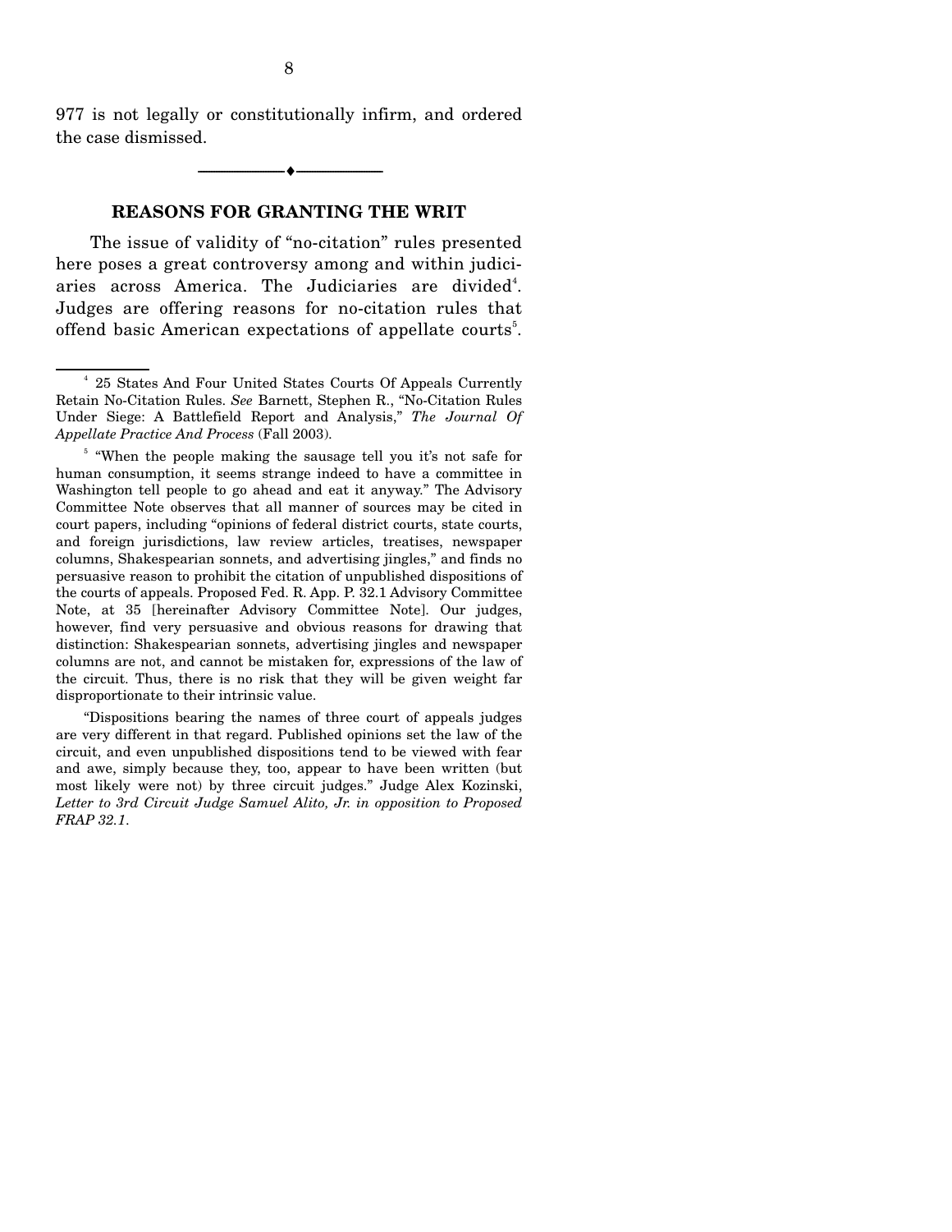977 is not legally or constitutionally infirm, and ordered the case dismissed.

---

## REASONS FOR GRANTING THE WRIT

The issue of validity of "no-citation" rules presented here poses a great controversy among and within judiciaries across America. The Judiciaries are divided[4]. Judges are offering reasons for no-citation rules that offend basic American expectations of appellate courts[5].

---

[4] 25 States And Four United States Courts Of Appeals Currently Retain No-Citation Rules. *See* Barnett, Stephen R., "No-Citation Rules Under Siege: A Battlefield Report and Analysis," *The Journal Of Appellate Practice And Process* (Fall 2003).

[5] "When the people making the sausage tell you it's not safe for human consumption, it seems strange indeed to have a committee in Washington tell people to go ahead and eat it anyway." The Advisory Committee Note observes that all manner of sources may be cited in court papers, including "opinions of federal district courts, state courts, and foreign jurisdictions, law review articles, treatises, newspaper columns, Shakespearian sonnets, and advertising jingles," and finds no persuasive reason to prohibit the citation of unpublished dispositions of the courts of appeals. Proposed Fed. R. App. P. 32.1 Advisory Committee Note, at 35 [hereinafter Advisory Committee Note]. Our judges, however, find very persuasive and obvious reasons for drawing that distinction: Shakespearian sonnets, advertising jingles and newspaper columns are not, and cannot be mistaken for, expressions of the law of the circuit. Thus, there is no risk that they will be given weight far disproportionate to their intrinsic value.

"Dispositions bearing the names of three court of appeals judges are very different in that regard. Published opinions set the law of the circuit, and even unpublished dispositions tend to be viewed with fear and awe, simply because they, too, appear to have been written (but most likely were not) by three circuit judges." Judge Alex Kozinski, *Letter to 3rd Circuit Judge Samuel Alito, Jr. in opposition to Proposed FRAP 32.1*.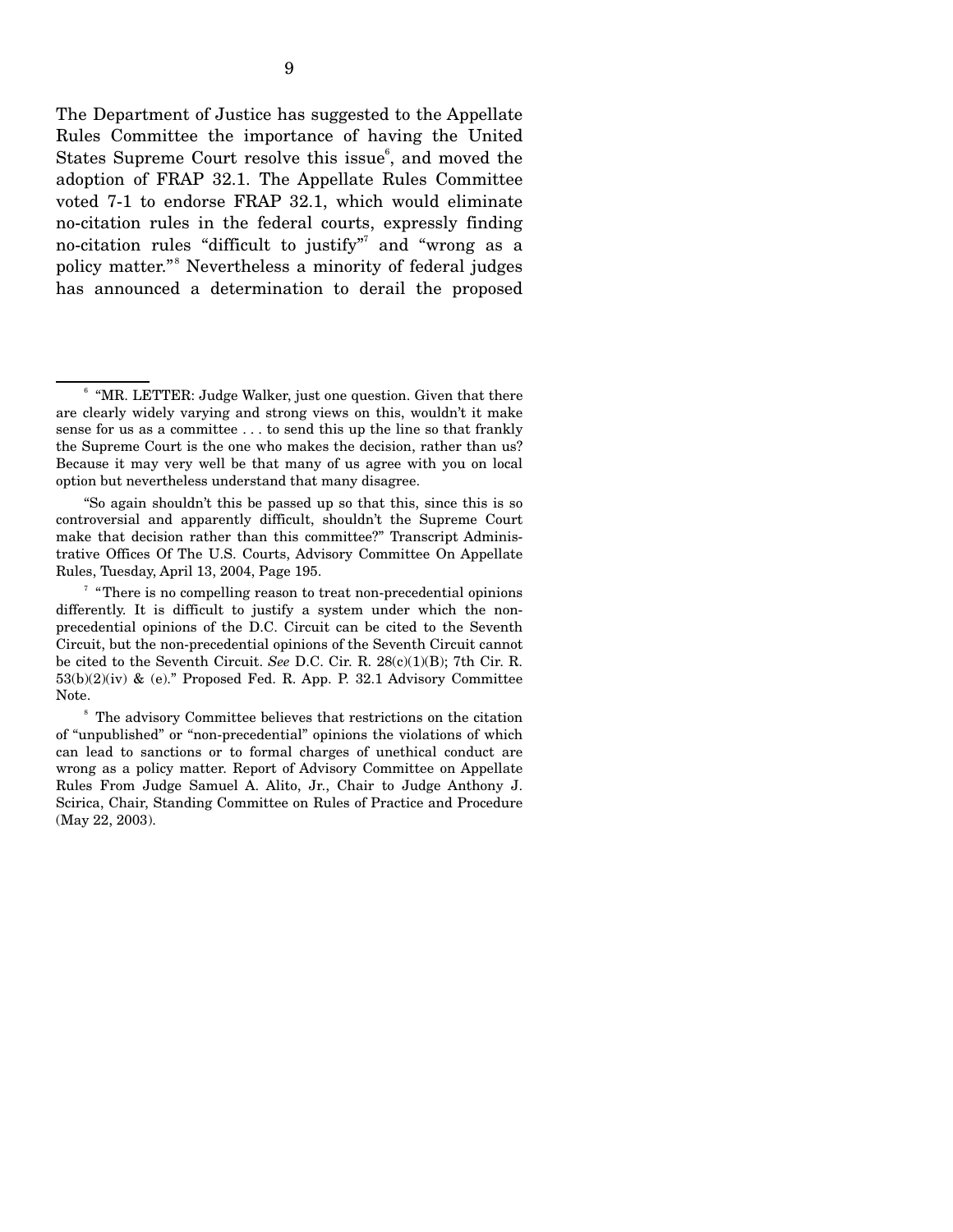The Department of Justice has suggested to the Appellate Rules Committee the importance of having the United States Supreme Court resolve this issue[6], and moved the adoption of FRAP 32.1. The Appellate Rules Committee voted 7-1 to endorse FRAP 32.1, which would eliminate no-citation rules in the federal courts, expressly finding no-citation rules "difficult to justify"[7] and "wrong as a policy matter."[8] Nevertheless a minority of federal judges has announced a determination to derail the proposed

---

[6] "MR. LETTER: Judge Walker, just one question. Given that there are clearly widely varying and strong views on this, wouldn't it make sense for us as a committee . . . to send this up the line so that frankly the Supreme Court is the one who makes the decision, rather than us? Because it may very well be that many of us agree with you on local option but nevertheless understand that many disagree.

"So again shouldn't this be passed up so that this, since this is so controversial and apparently difficult, shouldn't the Supreme Court make that decision rather than this committee?" Transcript Administrative Offices Of The U.S. Courts, Advisory Committee On Appellate Rules, Tuesday, April 13, 2004, Page 195.

[7] "There is no compelling reason to treat non-precedential opinions differently. It is difficult to justify a system under which the non-precedential opinions of the D.C. Circuit can be cited to the Seventh Circuit, but the non-precedential opinions of the Seventh Circuit cannot be cited to the Seventh Circuit. *See* D.C. Cir. R. 28(c)(1)(B); 7th Cir. R. 53(b)(2)(iv) & (e)." Proposed Fed. R. App. P. 32.1 Advisory Committee Note.

[8] The advisory Committee believes that restrictions on the citation of "unpublished" or "non-precedential" opinions the violations of which can lead to sanctions or to formal charges of unethical conduct are wrong as a policy matter. Report of Advisory Committee on Appellate Rules From Judge Samuel A. Alito, Jr., Chair to Judge Anthony J. Scirica, Chair, Standing Committee on Rules of Practice and Procedure (May 22, 2003).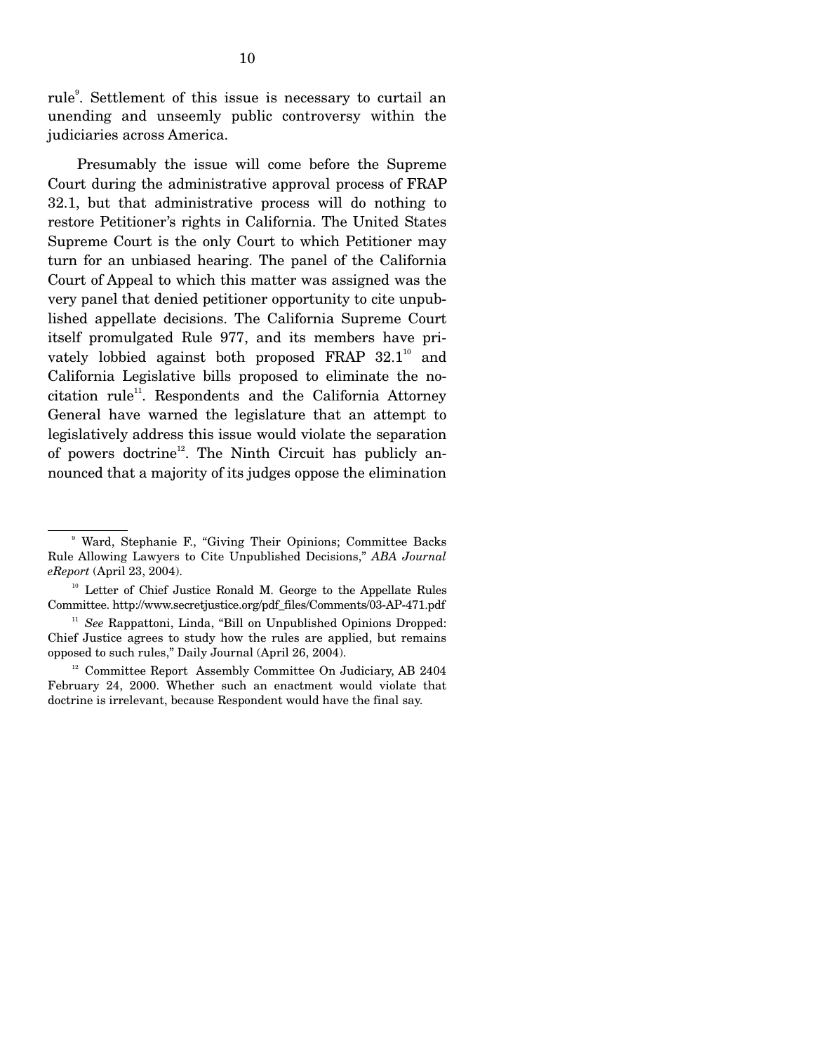rule[9]. Settlement of this issue is necessary to curtail an unending and unseemly public controversy within the judiciaries across America.

Presumably the issue will come before the Supreme Court during the administrative approval process of FRAP 32.1, but that administrative process will do nothing to restore Petitioner's rights in California. The United States Supreme Court is the only Court to which Petitioner may turn for an unbiased hearing. The panel of the California Court of Appeal to which this matter was assigned was the very panel that denied petitioner opportunity to cite unpublished appellate decisions. The California Supreme Court itself promulgated Rule 977, and its members have privately lobbied against both proposed FRAP 32.1[10] and California Legislative bills proposed to eliminate the no-citation rule[11]. Respondents and the California Attorney General have warned the legislature that an attempt to legislatively address this issue would violate the separation of powers doctrine[12]. The Ninth Circuit has publicly announced that a majority of its judges oppose the elimination

---

[9] Ward, Stephanie F., "Giving Their Opinions; Committee Backs Rule Allowing Lawyers to Cite Unpublished Decisions," *ABA Journal eReport* (April 23, 2004).

[10] Letter of Chief Justice Ronald M. George to the Appellate Rules Committee. http://www.secretjustice.org/pdf_files/Comments/03-AP-471.pdf

[11] *See* Rappattoni, Linda, "Bill on Unpublished Opinions Dropped: Chief Justice agrees to study how the rules are applied, but remains opposed to such rules," Daily Journal (April 26, 2004).

[12] Committee Report Assembly Committee On Judiciary, AB 2404 February 24, 2000. Whether such an enactment would violate that doctrine is irrelevant, because Respondent would have the final say.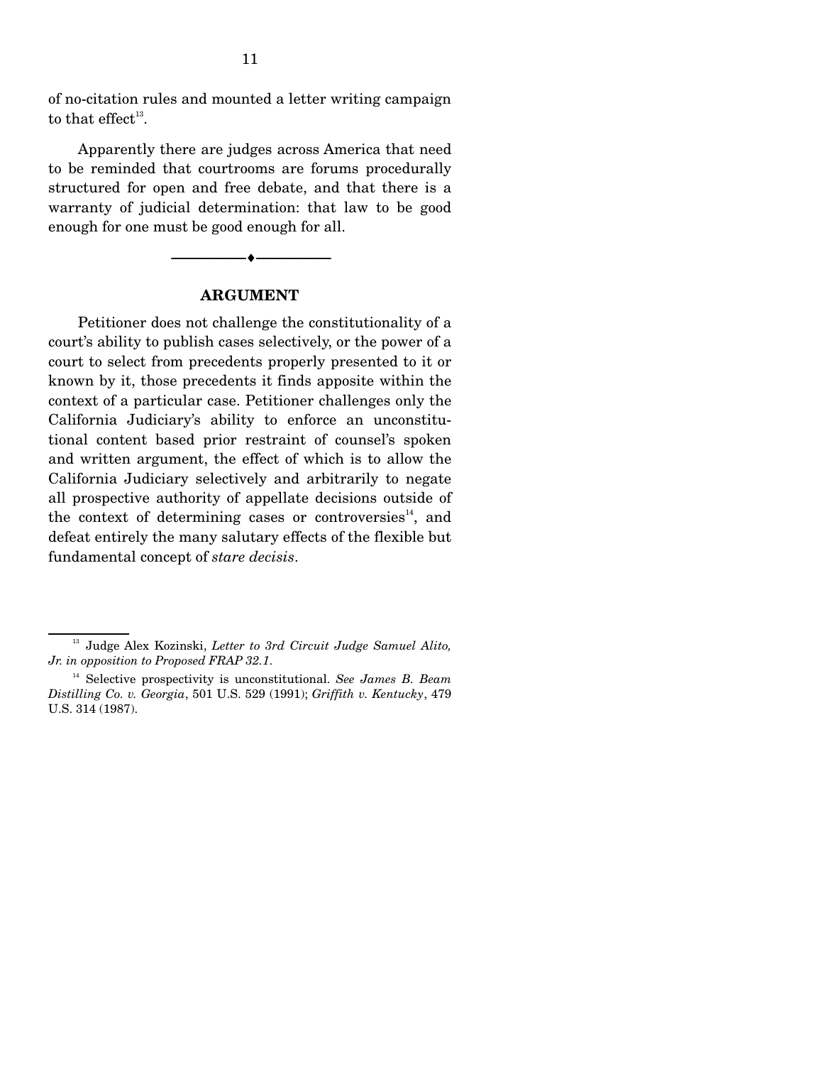of no-citation rules and mounted a letter writing campaign to that effect[13].

Apparently there are judges across America that need to be reminded that courtrooms are forums procedurally structured for open and free debate, and that there is a warranty of judicial determination: that law to be good enough for one must be good enough for all.

## ARGUMENT

Petitioner does not challenge the constitutionality of a court's ability to publish cases selectively, or the power of a court to select from precedents properly presented to it or known by it, those precedents it finds apposite within the context of a particular case. Petitioner challenges only the California Judiciary's ability to enforce an unconstitutional content based prior restraint of counsel's spoken and written argument, the effect of which is to allow the California Judiciary selectively and arbitrarily to negate all prospective authority of appellate decisions outside of the context of determining cases or controversies[14], and defeat entirely the many salutary effects of the flexible but fundamental concept of *stare decisis*.

---

[13] Judge Alex Kozinski, *Letter to 3rd Circuit Judge Samuel Alito, Jr. in opposition to Proposed FRAP 32.1*.

[14] Selective prospectivity is unconstitutional. *See James B. Beam Distilling Co. v. Georgia*, 501 U.S. 529 (1991); *Griffith v. Kentucky*, 479 U.S. 314 (1987).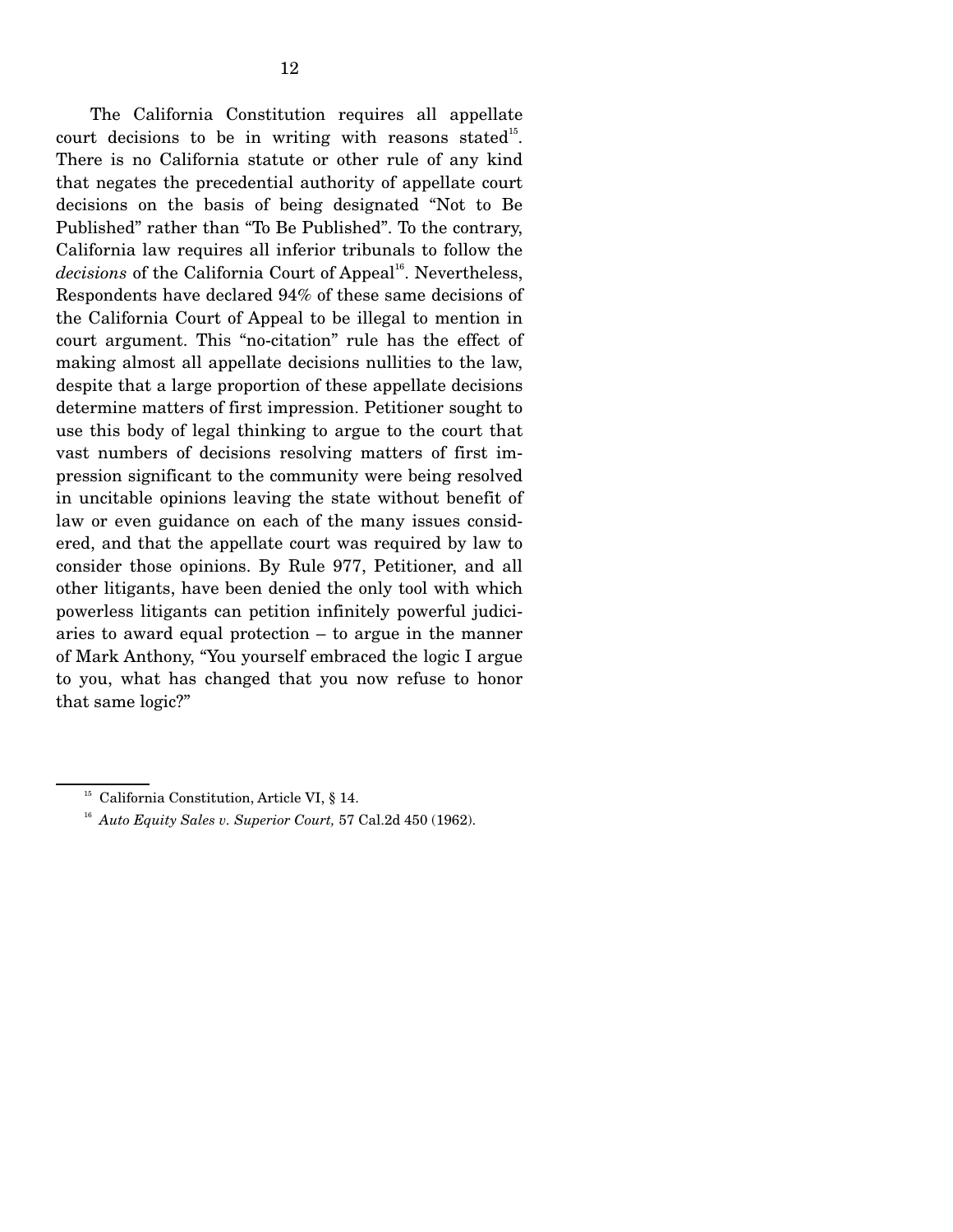The California Constitution requires all appellate court decisions to be in writing with reasons stated[15]. There is no California statute or other rule of any kind that negates the precedential authority of appellate court decisions on the basis of being designated "Not to Be Published" rather than "To Be Published". To the contrary, California law requires all inferior tribunals to follow the *decisions* of the California Court of Appeal[16]. Nevertheless, Respondents have declared 94% of these same decisions of the California Court of Appeal to be illegal to mention in court argument. This "no-citation" rule has the effect of making almost all appellate decisions nullities to the law, despite that a large proportion of these appellate decisions determine matters of first impression. Petitioner sought to use this body of legal thinking to argue to the court that vast numbers of decisions resolving matters of first impression significant to the community were being resolved in uncitable opinions leaving the state without benefit of law or even guidance on each of the many issues considered, and that the appellate court was required by law to consider those opinions. By Rule 977, Petitioner, and all other litigants, have been denied the only tool with which powerless litigants can petition infinitely powerful judiciaries to award equal protection – to argue in the manner of Mark Anthony, "You yourself embraced the logic I argue to you, what has changed that you now refuse to honor that same logic?"

[15] California Constitution, Article VI, § 14.

[16] *Auto Equity Sales v. Superior Court,* 57 Cal.2d 450 (1962).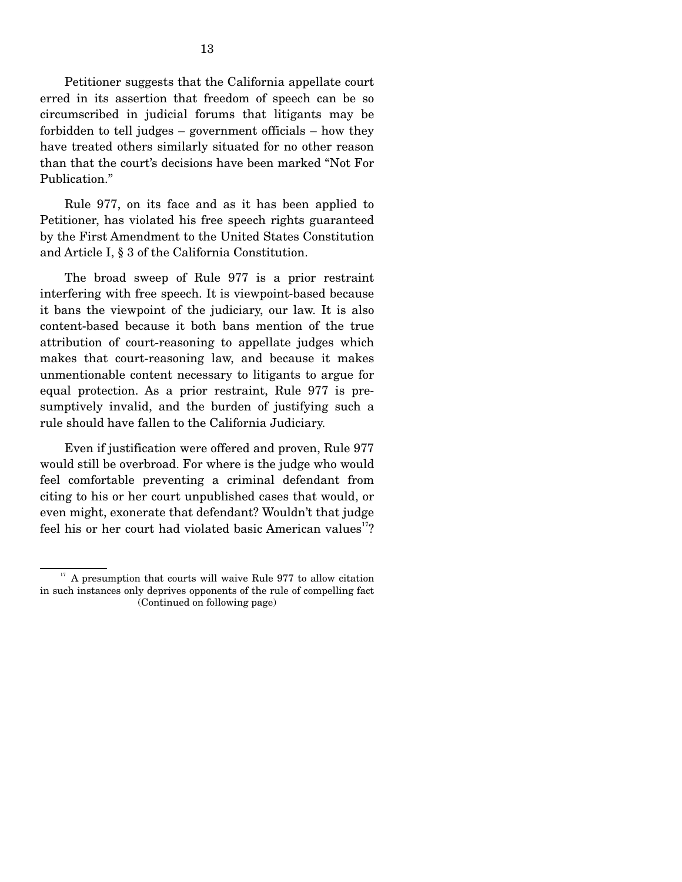Petitioner suggests that the California appellate court erred in its assertion that freedom of speech can be so circumscribed in judicial forums that litigants may be forbidden to tell judges – government officials – how they have treated others similarly situated for no other reason than that the court's decisions have been marked "Not For Publication."

Rule 977, on its face and as it has been applied to Petitioner, has violated his free speech rights guaranteed by the First Amendment to the United States Constitution and Article I, § 3 of the California Constitution.

The broad sweep of Rule 977 is a prior restraint interfering with free speech. It is viewpoint-based because it bans the viewpoint of the judiciary, our law. It is also content-based because it both bans mention of the true attribution of court-reasoning to appellate judges which makes that court-reasoning law, and because it makes unmentionable content necessary to litigants to argue for equal protection. As a prior restraint, Rule 977 is presumptively invalid, and the burden of justifying such a rule should have fallen to the California Judiciary.

Even if justification were offered and proven, Rule 977 would still be overbroad. For where is the judge who would feel comfortable preventing a criminal defendant from citing to his or her court unpublished cases that would, or even might, exonerate that defendant? Wouldn't that judge feel his or her court had violated basic American values[17]?

[17] A presumption that courts will waive Rule 977 to allow citation in such instances only deprives opponents of the rule of compelling fact (Continued on following page)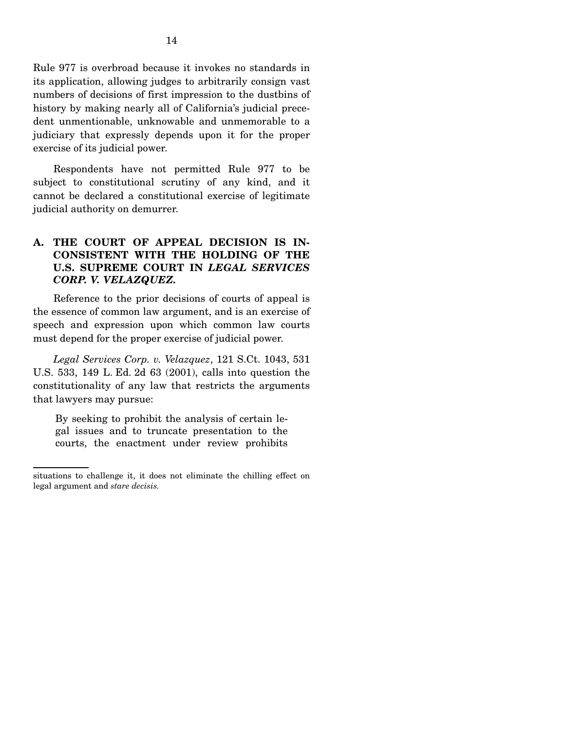Rule 977 is overbroad because it invokes no standards in its application, allowing judges to arbitrarily consign vast numbers of decisions of first impression to the dustbins of history by making nearly all of California's judicial precedent unmentionable, unknowable and unmemorable to a judiciary that expressly depends upon it for the proper exercise of its judicial power.

Respondents have not permitted Rule 977 to be subject to constitutional scrutiny of any kind, and it cannot be declared a constitutional exercise of legitimate judicial authority on demurrer.

## A. THE COURT OF APPEAL DECISION IS INCONSISTENT WITH THE HOLDING OF THE U.S. SUPREME COURT IN *LEGAL SERVICES CORP. V. VELAZQUEZ.*

Reference to the prior decisions of courts of appeal is the essence of common law argument, and is an exercise of speech and expression upon which common law courts must depend for the proper exercise of judicial power.

*Legal Services Corp. v. Velazquez*, 121 S.Ct. 1043, 531 U.S. 533, 149 L. Ed. 2d 63 (2001), calls into question the constitutionality of any law that restricts the arguments that lawyers may pursue:

> By seeking to prohibit the analysis of certain legal issues and to truncate presentation to the courts, the enactment under review prohibits

situations to challenge it, it does not eliminate the chilling effect on legal argument and *stare decisis.*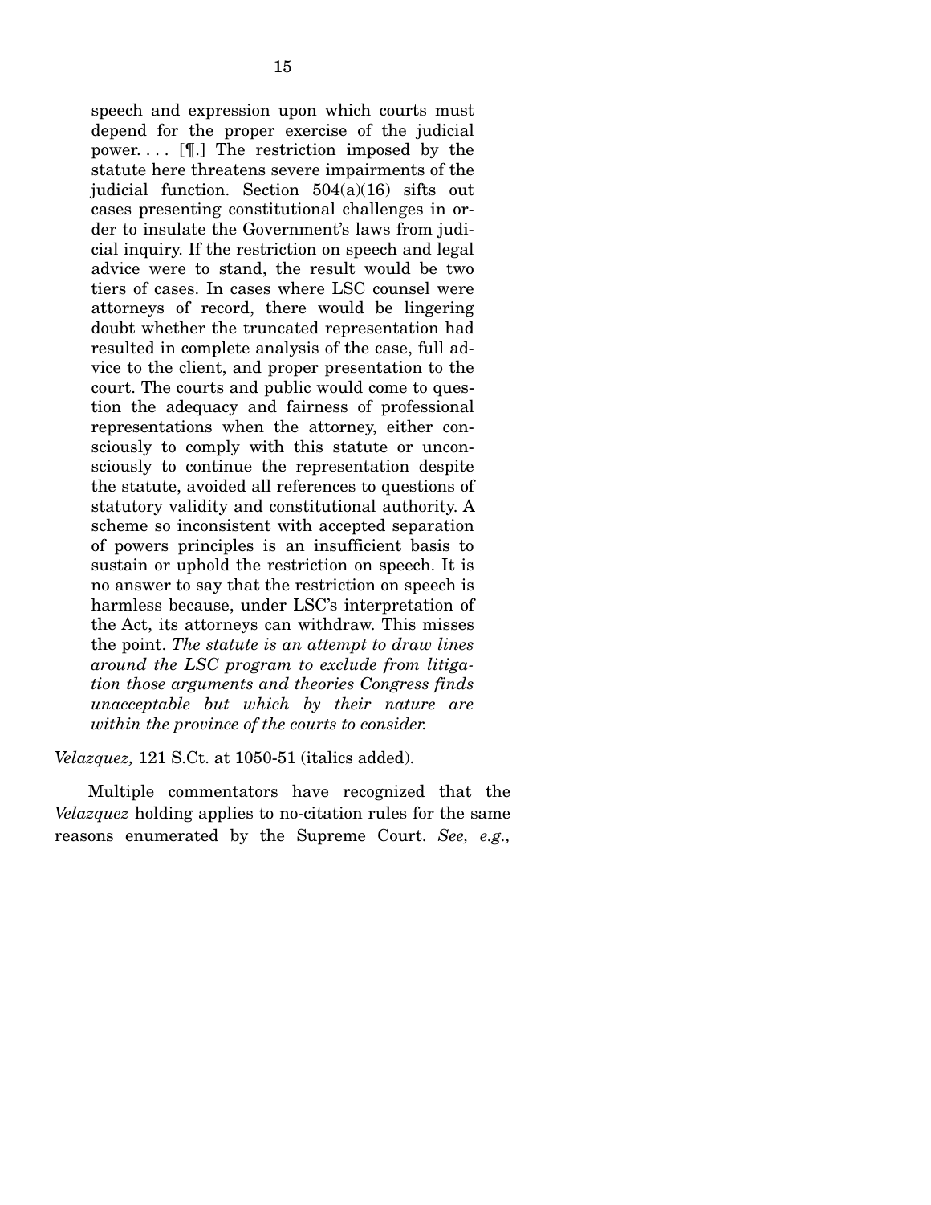> speech and expression upon which courts must depend for the proper exercise of the judicial power. . . . [¶.] The restriction imposed by the statute here threatens severe impairments of the judicial function. Section 504(a)(16) sifts out cases presenting constitutional challenges in order to insulate the Government's laws from judicial inquiry. If the restriction on speech and legal advice were to stand, the result would be two tiers of cases. In cases where LSC counsel were attorneys of record, there would be lingering doubt whether the truncated representation had resulted in complete analysis of the case, full advice to the client, and proper presentation to the court. The courts and public would come to question the adequacy and fairness of professional representations when the attorney, either consciously to comply with this statute or unconsciously to continue the representation despite the statute, avoided all references to questions of statutory validity and constitutional authority. A scheme so inconsistent with accepted separation of powers principles is an insufficient basis to sustain or uphold the restriction on speech. It is no answer to say that the restriction on speech is harmless because, under LSC's interpretation of the Act, its attorneys can withdraw. This misses the point. *The statute is an attempt to draw lines around the LSC program to exclude from litigation those arguments and theories Congress finds unacceptable but which by their nature are within the province of the courts to consider.*

*Velazquez,* 121 S.Ct. at 1050-51 (italics added).

Multiple commentators have recognized that the *Velazquez* holding applies to no-citation rules for the same reasons enumerated by the Supreme Court. *See, e.g.,*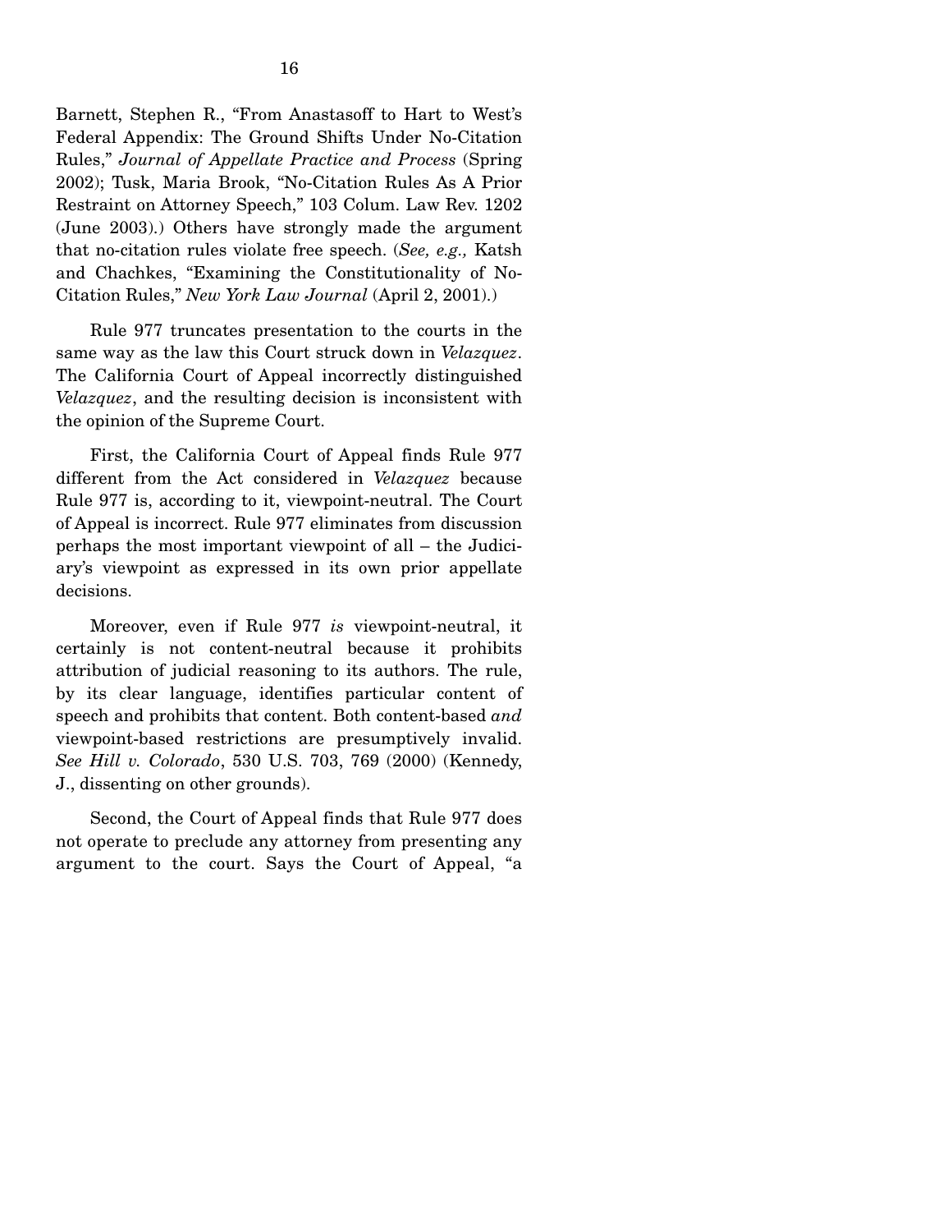Barnett, Stephen R., "From Anastasoff to Hart to West's Federal Appendix: The Ground Shifts Under No-Citation Rules," *Journal of Appellate Practice and Process* (Spring 2002); Tusk, Maria Brook, "No-Citation Rules As A Prior Restraint on Attorney Speech," 103 Colum. Law Rev. 1202 (June 2003).) Others have strongly made the argument that no-citation rules violate free speech. (*See, e.g.,* Katsh and Chachkes, "Examining the Constitutionality of No-Citation Rules," *New York Law Journal* (April 2, 2001).)

Rule 977 truncates presentation to the courts in the same way as the law this Court struck down in *Velazquez*. The California Court of Appeal incorrectly distinguished *Velazquez*, and the resulting decision is inconsistent with the opinion of the Supreme Court.

First, the California Court of Appeal finds Rule 977 different from the Act considered in *Velazquez* because Rule 977 is, according to it, viewpoint-neutral. The Court of Appeal is incorrect. Rule 977 eliminates from discussion perhaps the most important viewpoint of all – the Judiciary's viewpoint as expressed in its own prior appellate decisions.

Moreover, even if Rule 977 *is* viewpoint-neutral, it certainly is not content-neutral because it prohibits attribution of judicial reasoning to its authors. The rule, by its clear language, identifies particular content of speech and prohibits that content. Both content-based *and* viewpoint-based restrictions are presumptively invalid. *See Hill v. Colorado*, 530 U.S. 703, 769 (2000) (Kennedy, J., dissenting on other grounds).

Second, the Court of Appeal finds that Rule 977 does not operate to preclude any attorney from presenting any argument to the court. Says the Court of Appeal, "a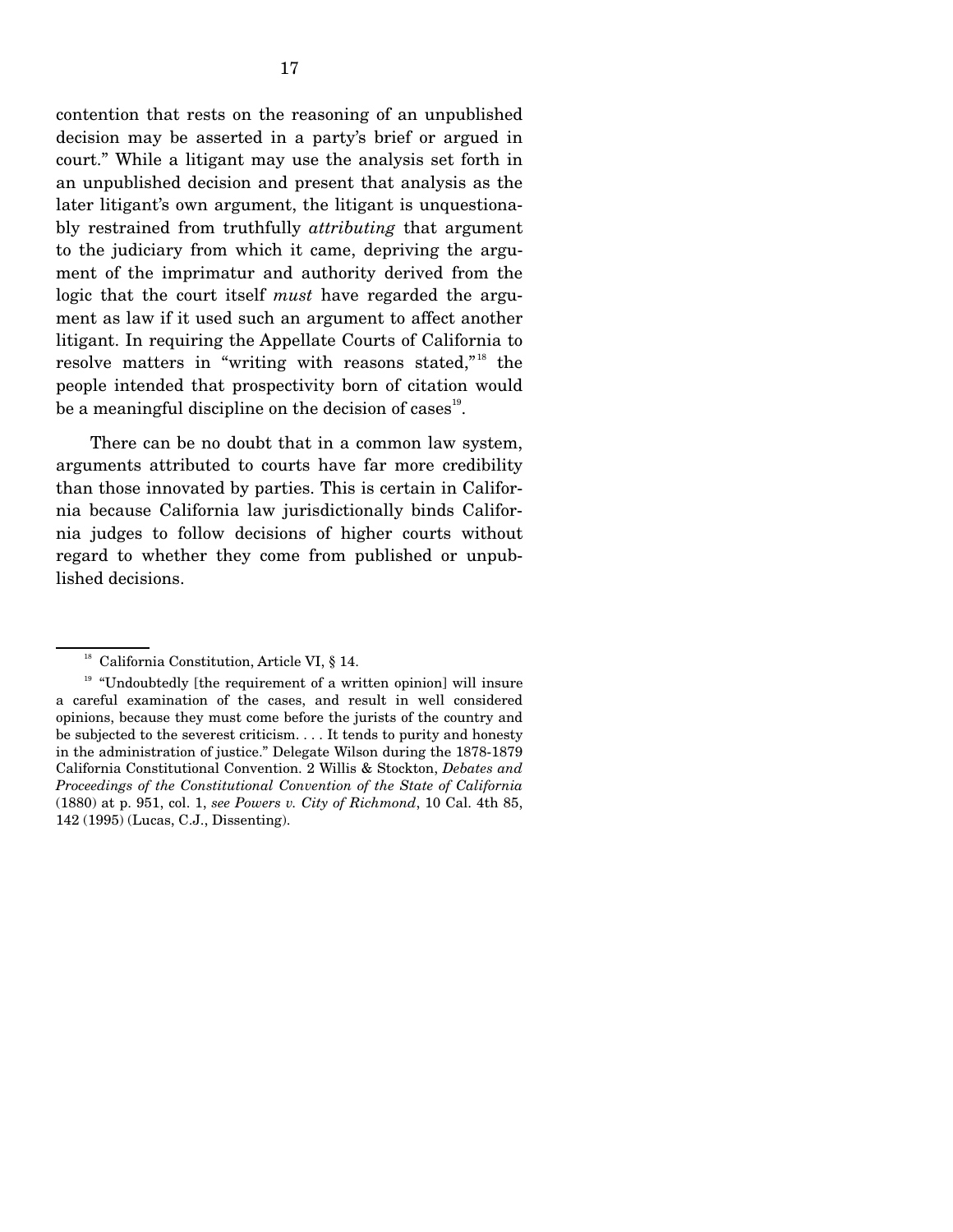contention that rests on the reasoning of an unpublished decision may be asserted in a party's brief or argued in court." While a litigant may use the analysis set forth in an unpublished decision and present that analysis as the later litigant's own argument, the litigant is unquestionably restrained from truthfully *attributing* that argument to the judiciary from which it came, depriving the argument of the imprimatur and authority derived from the logic that the court itself *must* have regarded the argument as law if it used such an argument to affect another litigant. In requiring the Appellate Courts of California to resolve matters in "writing with reasons stated,"[18] the people intended that prospectivity born of citation would be a meaningful discipline on the decision of cases[19].

There can be no doubt that in a common law system, arguments attributed to courts have far more credibility than those innovated by parties. This is certain in California because California law jurisdictionally binds California judges to follow decisions of higher courts without regard to whether they come from published or unpublished decisions.

---

[18] California Constitution, Article VI, § 14.

[19] "Undoubtedly [the requirement of a written opinion] will insure a careful examination of the cases, and result in well considered opinions, because they must come before the jurists of the country and be subjected to the severest criticism. . . . It tends to purity and honesty in the administration of justice." Delegate Wilson during the 1878-1879 California Constitutional Convention. 2 Willis & Stockton, *Debates and Proceedings of the Constitutional Convention of the State of California* (1880) at p. 951, col. 1, *see Powers v. City of Richmond*, 10 Cal. 4th 85, 142 (1995) (Lucas, C.J., Dissenting).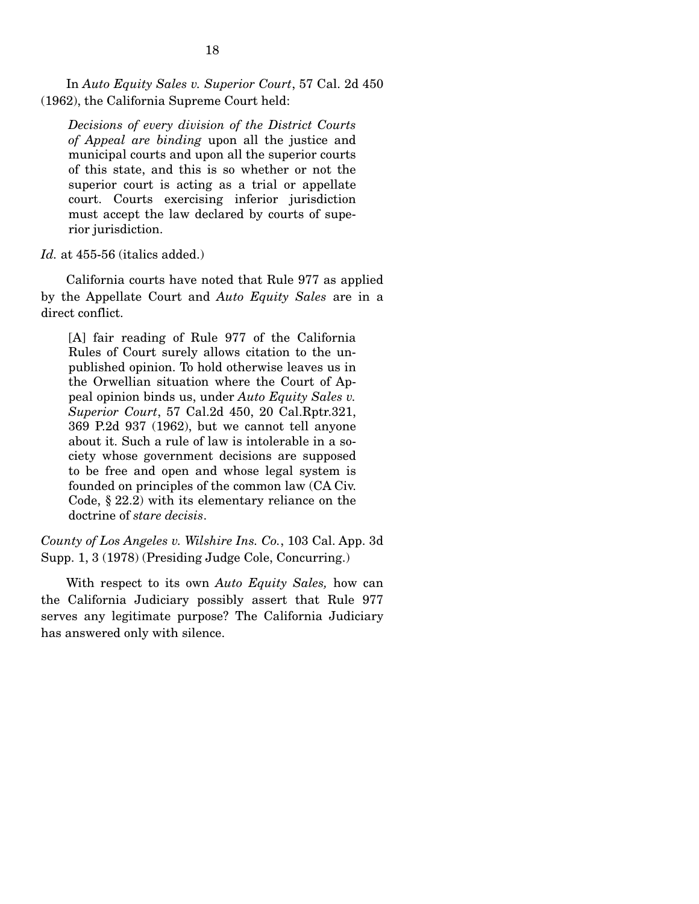In *Auto Equity Sales v. Superior Court*, 57 Cal. 2d 450 (1962), the California Supreme Court held:

> *Decisions of every division of the District Courts of Appeal are binding* upon all the justice and municipal courts and upon all the superior courts of this state, and this is so whether or not the superior court is acting as a trial or appellate court. Courts exercising inferior jurisdiction must accept the law declared by courts of superior jurisdiction.

*Id.* at 455-56 (italics added.)

California courts have noted that Rule 977 as applied by the Appellate Court and *Auto Equity Sales* are in a direct conflict.

> [A] fair reading of Rule 977 of the California Rules of Court surely allows citation to the unpublished opinion. To hold otherwise leaves us in the Orwellian situation where the Court of Appeal opinion binds us, under *Auto Equity Sales v. Superior Court*, 57 Cal.2d 450, 20 Cal.Rptr.321, 369 P.2d 937 (1962), but we cannot tell anyone about it. Such a rule of law is intolerable in a society whose government decisions are supposed to be free and open and whose legal system is founded on principles of the common law (CA Civ. Code, § 22.2) with its elementary reliance on the doctrine of *stare decisis*.

*County of Los Angeles v. Wilshire Ins. Co.*, 103 Cal. App. 3d Supp. 1, 3 (1978) (Presiding Judge Cole, Concurring.)

With respect to its own *Auto Equity Sales,* how can the California Judiciary possibly assert that Rule 977 serves any legitimate purpose? The California Judiciary has answered only with silence.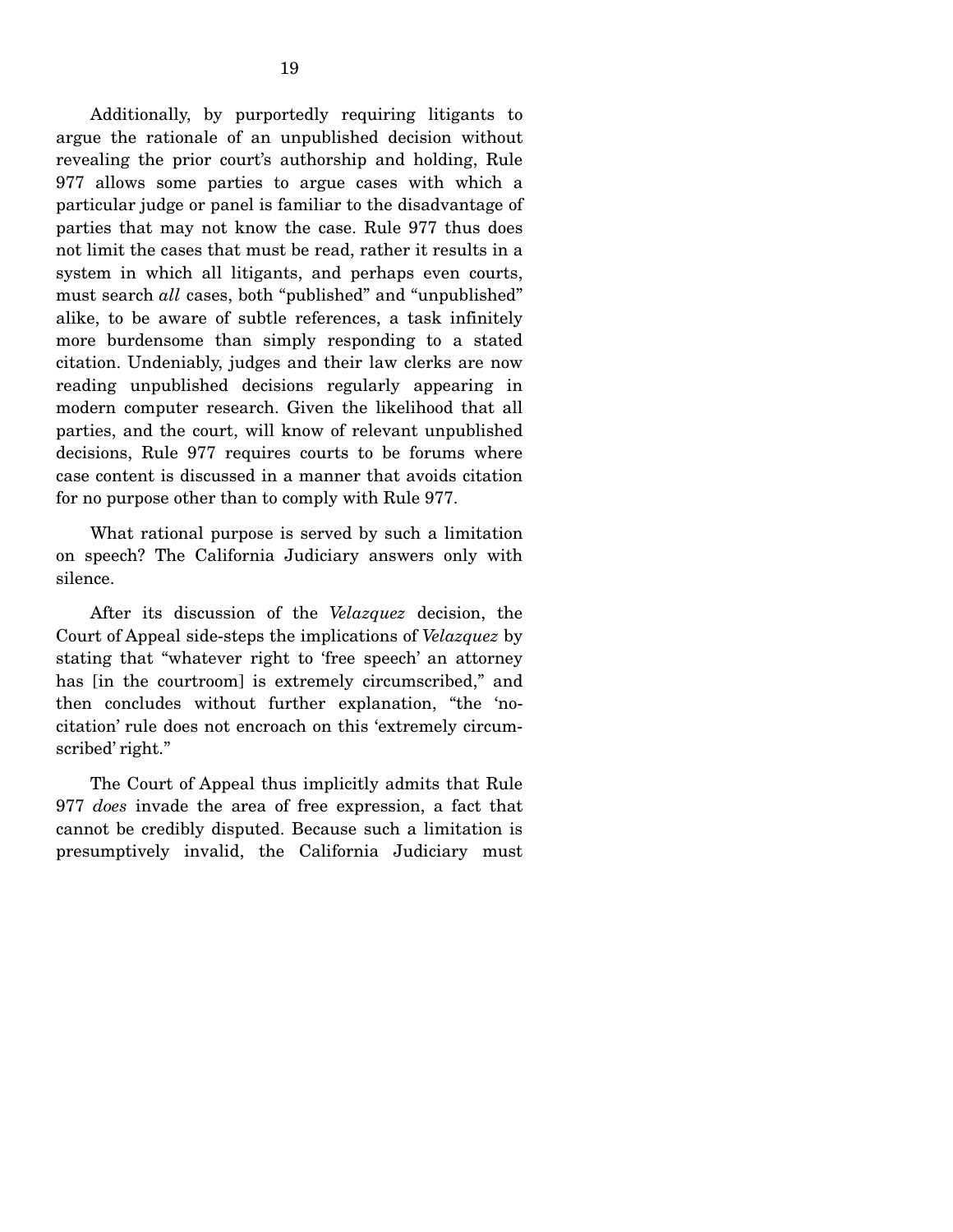Additionally, by purportedly requiring litigants to argue the rationale of an unpublished decision without revealing the prior court's authorship and holding, Rule 977 allows some parties to argue cases with which a particular judge or panel is familiar to the disadvantage of parties that may not know the case. Rule 977 thus does not limit the cases that must be read, rather it results in a system in which all litigants, and perhaps even courts, must search *all* cases, both "published" and "unpublished" alike, to be aware of subtle references, a task infinitely more burdensome than simply responding to a stated citation. Undeniably, judges and their law clerks are now reading unpublished decisions regularly appearing in modern computer research. Given the likelihood that all parties, and the court, will know of relevant unpublished decisions, Rule 977 requires courts to be forums where case content is discussed in a manner that avoids citation for no purpose other than to comply with Rule 977.

What rational purpose is served by such a limitation on speech? The California Judiciary answers only with silence.

After its discussion of the *Velazquez* decision, the Court of Appeal side-steps the implications of *Velazquez* by stating that "whatever right to 'free speech' an attorney has [in the courtroom] is extremely circumscribed," and then concludes without further explanation, "the 'no-citation' rule does not encroach on this 'extremely circumscribed' right."

The Court of Appeal thus implicitly admits that Rule 977 *does* invade the area of free expression, a fact that cannot be credibly disputed. Because such a limitation is presumptively invalid, the California Judiciary must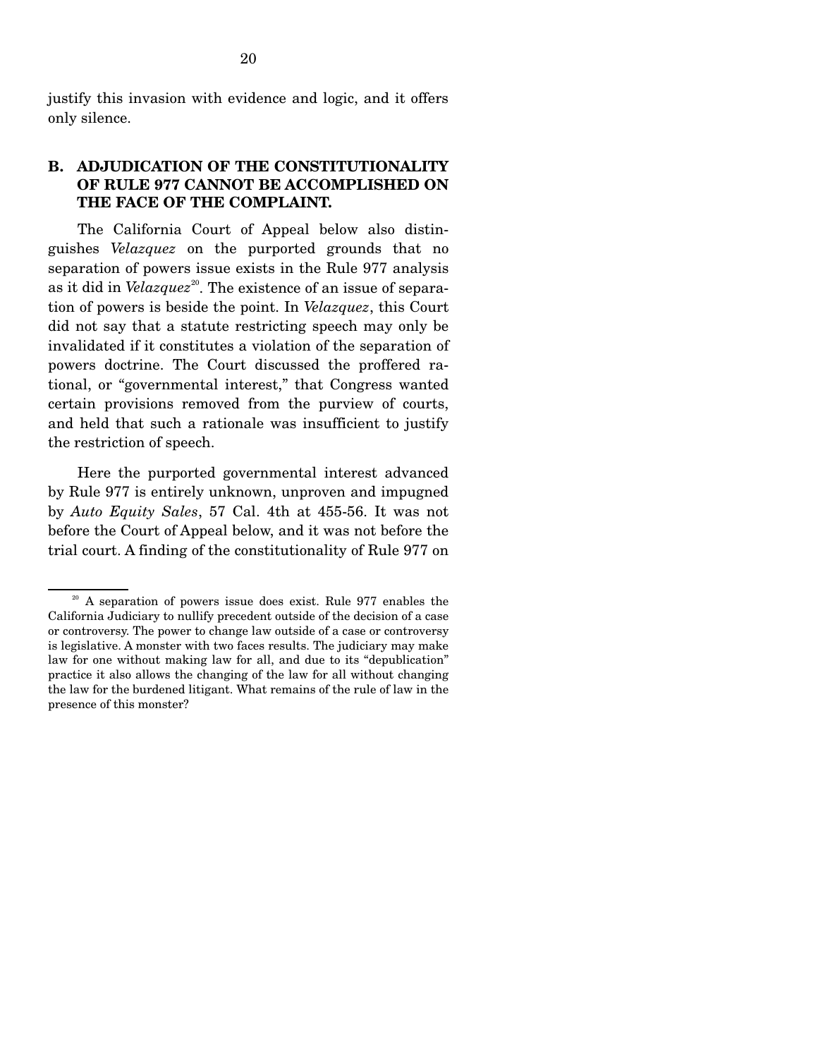justify this invasion with evidence and logic, and it offers only silence.

## B. ADJUDICATION OF THE CONSTITUTIONALITY OF RULE 977 CANNOT BE ACCOMPLISHED ON THE FACE OF THE COMPLAINT.

The California Court of Appeal below also distinguishes *Velazquez* on the purported grounds that no separation of powers issue exists in the Rule 977 analysis as it did in *Velazquez*[20]. The existence of an issue of separation of powers is beside the point. In *Velazquez*, this Court did not say that a statute restricting speech may only be invalidated if it constitutes a violation of the separation of powers doctrine. The Court discussed the proffered rational, or "governmental interest," that Congress wanted certain provisions removed from the purview of courts, and held that such a rationale was insufficient to justify the restriction of speech.

Here the purported governmental interest advanced by Rule 977 is entirely unknown, unproven and impugned by *Auto Equity Sales*, 57 Cal. 4th at 455-56. It was not before the Court of Appeal below, and it was not before the trial court. A finding of the constitutionality of Rule 977 on

---

[20] A separation of powers issue does exist. Rule 977 enables the California Judiciary to nullify precedent outside of the decision of a case or controversy. The power to change law outside of a case or controversy is legislative. A monster with two faces results. The judiciary may make law for one without making law for all, and due to its "depublication" practice it also allows the changing of the law for all without changing the law for the burdened litigant. What remains of the rule of law in the presence of this monster?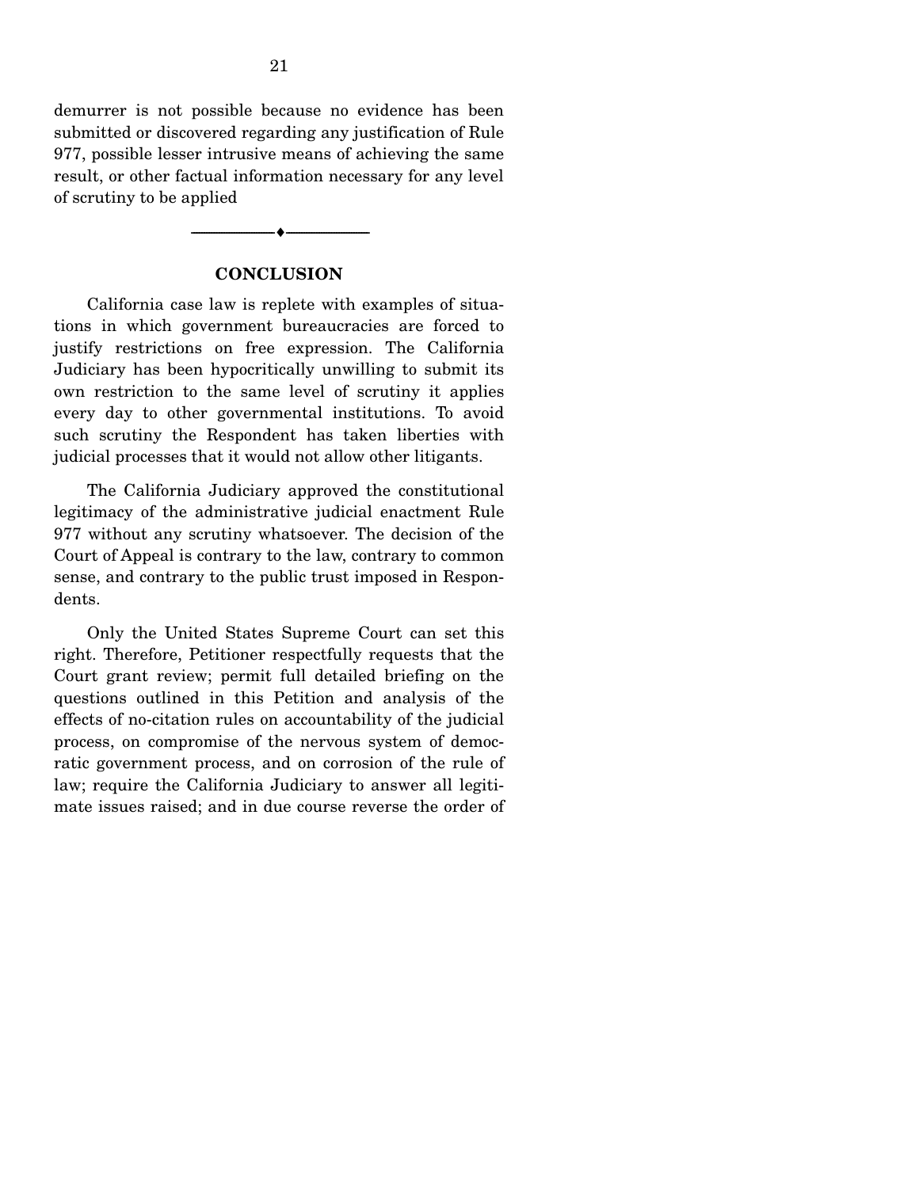demurrer is not possible because no evidence has been submitted or discovered regarding any justification of Rule 977, possible lesser intrusive means of achieving the same result, or other factual information necessary for any level of scrutiny to be applied

## CONCLUSION

California case law is replete with examples of situations in which government bureaucracies are forced to justify restrictions on free expression. The California Judiciary has been hypocritically unwilling to submit its own restriction to the same level of scrutiny it applies every day to other governmental institutions. To avoid such scrutiny the Respondent has taken liberties with judicial processes that it would not allow other litigants.

The California Judiciary approved the constitutional legitimacy of the administrative judicial enactment Rule 977 without any scrutiny whatsoever. The decision of the Court of Appeal is contrary to the law, contrary to common sense, and contrary to the public trust imposed in Respondents.

Only the United States Supreme Court can set this right. Therefore, Petitioner respectfully requests that the Court grant review; permit full detailed briefing on the questions outlined in this Petition and analysis of the effects of no-citation rules on accountability of the judicial process, on compromise of the nervous system of democratic government process, and on corrosion of the rule of law; require the California Judiciary to answer all legitimate issues raised; and in due course reverse the order of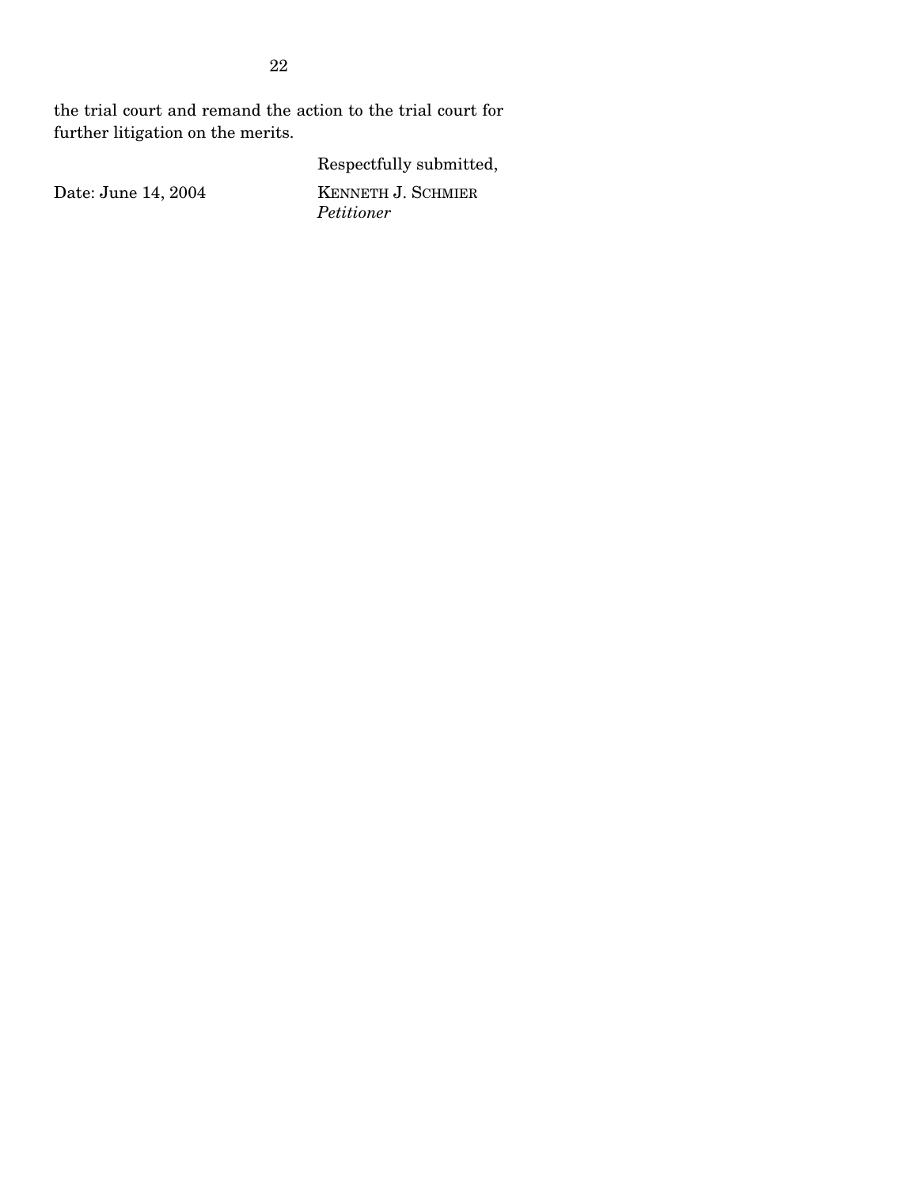the trial court and remand the action to the trial court for further litigation on the merits.

Respectfully submitted,

Date: June 14, 2004

KENNETH J. SCHMIER
*Petitioner*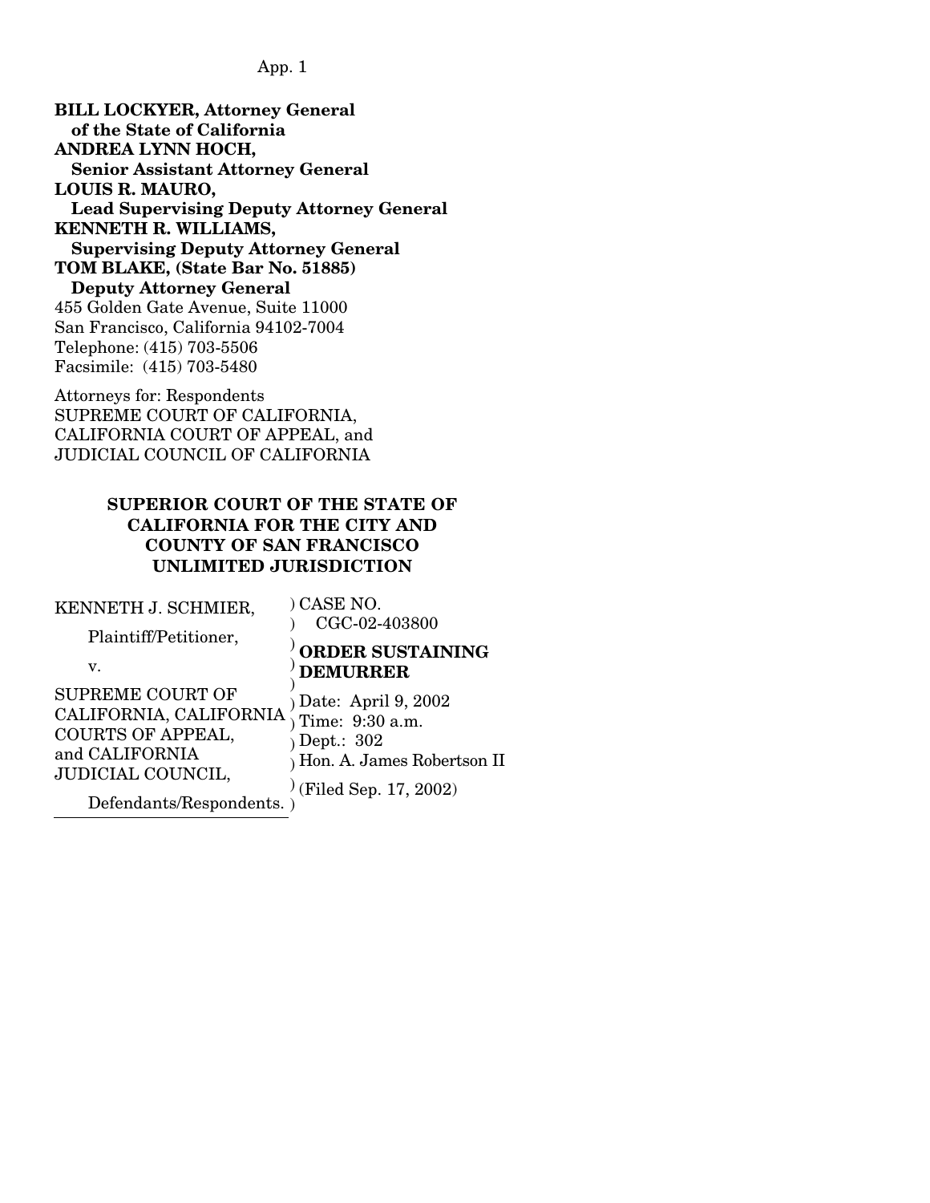**BILL LOCKYER, Attorney General**
**of the State of California**
**ANDREA LYNN HOCH,**
**Senior Assistant Attorney General**
**LOUIS R. MAURO,**
**Lead Supervising Deputy Attorney General**
**KENNETH R. WILLIAMS,**
**Supervising Deputy Attorney General**
**TOM BLAKE, (State Bar No. 51885)**
**Deputy Attorney General**
455 Golden Gate Avenue, Suite 11000
San Francisco, California 94102-7004
Telephone: (415) 703-5506
Facsimile: (415) 703-5480

Attorneys for: Respondents
SUPREME COURT OF CALIFORNIA,
CALIFORNIA COURT OF APPEAL, and
JUDICIAL COUNCIL OF CALIFORNIA

**SUPERIOR COURT OF THE STATE OF CALIFORNIA FOR THE CITY AND COUNTY OF SAN FRANCISCO UNLIMITED JURISDICTION**

| | |
|---|---|
| KENNETH J. SCHMIER, | CASE NO. CGC-02-403800 |
| Plaintiff/Petitioner, | **ORDER SUSTAINING DEMURRER** |
| v. | |
| SUPREME COURT OF CALIFORNIA, CALIFORNIA COURTS OF APPEAL, and CALIFORNIA JUDICIAL COUNCIL, | Date: April 9, 2002<br>Time: 9:30 a.m.<br>Dept.: 302<br>Hon. A. James Robertson II |
| Defendants/Respondents. | (Filed Sep. 17, 2002) |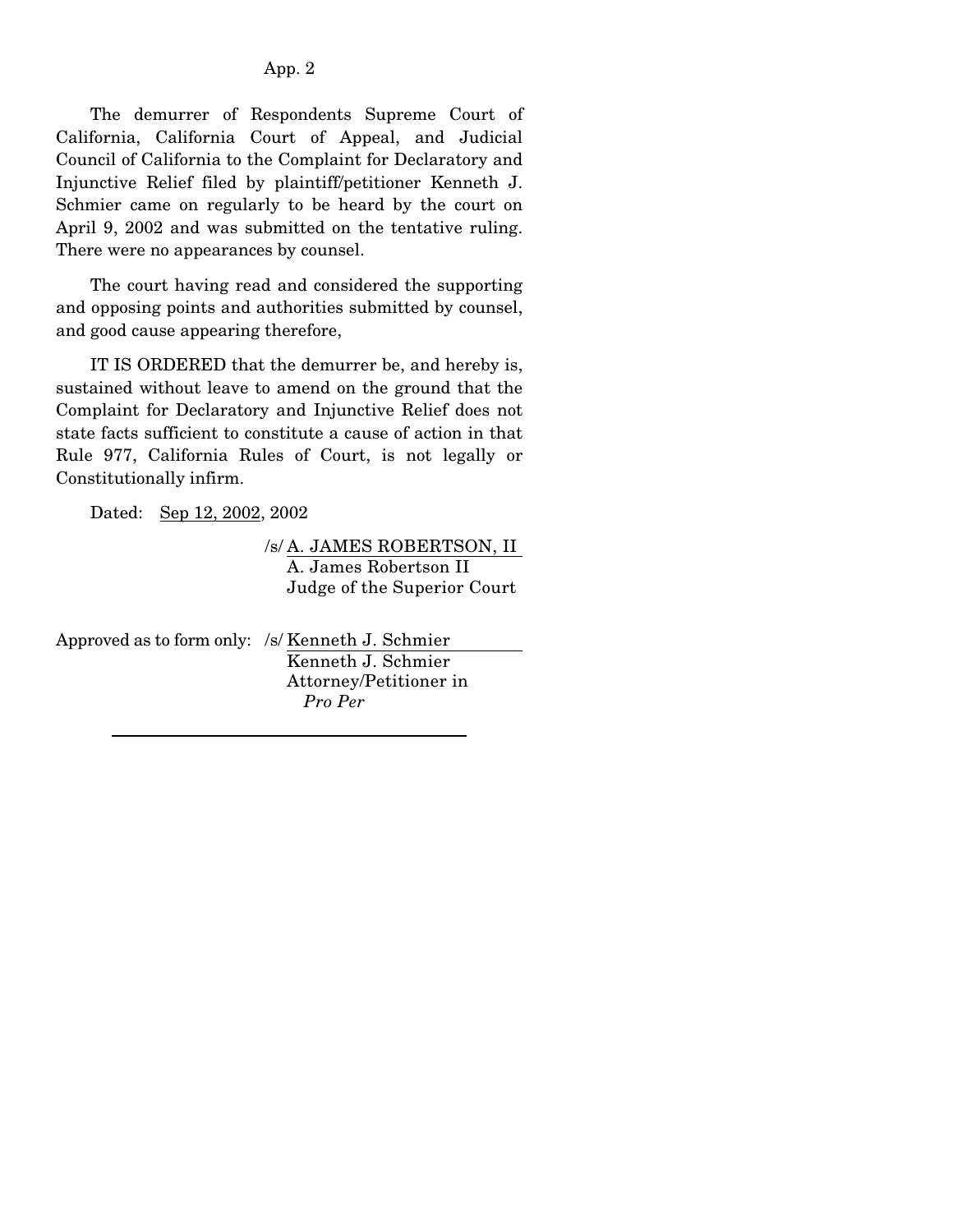The demurrer of Respondents Supreme Court of California, California Court of Appeal, and Judicial Council of California to the Complaint for Declaratory and Injunctive Relief filed by plaintiff/petitioner Kenneth J. Schmier came on regularly to be heard by the court on April 9, 2002 and was submitted on the tentative ruling. There were no appearances by counsel.

The court having read and considered the supporting and opposing points and authorities submitted by counsel, and good cause appearing therefore,

IT IS ORDERED that the demurrer be, and hereby is, sustained without leave to amend on the ground that the Complaint for Declaratory and Injunctive Relief does not state facts sufficient to constitute a cause of action in that Rule 977, California Rules of Court, is not legally or Constitutionally infirm.

Dated: Sep 12, 2002, 2002

/s/ A. JAMES ROBERTSON, II
A. James Robertson II
Judge of the Superior Court

Approved as to form only: /s/ Kenneth J. Schmier
Kenneth J. Schmier
Attorney/Petitioner in
*Pro Per*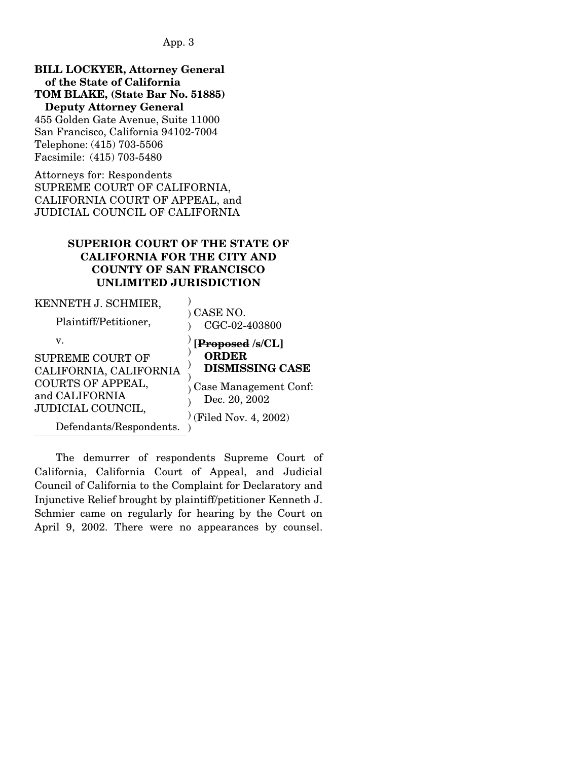**BILL LOCKYER, Attorney General of the State of California**
**TOM BLAKE, (State Bar No. 51885) Deputy Attorney General**
455 Golden Gate Avenue, Suite 11000
San Francisco, California 94102-7004
Telephone: (415) 703-5506
Facsimile: (415) 703-5480

Attorneys for: Respondents
SUPREME COURT OF CALIFORNIA,
CALIFORNIA COURT OF APPEAL, and
JUDICIAL COUNCIL OF CALIFORNIA

**SUPERIOR COURT OF THE STATE OF CALIFORNIA FOR THE CITY AND COUNTY OF SAN FRANCISCO UNLIMITED JURISDICTION**

| | |
|---|---|
| KENNETH J. SCHMIER, Plaintiff/Petitioner, v. SUPREME COURT OF CALIFORNIA, CALIFORNIA COURTS OF APPEAL, and CALIFORNIA JUDICIAL COUNCIL, Defendants/Respondents. | CASE NO. CGC-02-403800 **[~~Proposed~~ /s/CL] ORDER DISMISSING CASE** Case Management Conf: Dec. 20, 2002 (Filed Nov. 4, 2002) |

The demurrer of respondents Supreme Court of California, California Court of Appeal, and Judicial Council of California to the Complaint for Declaratory and Injunctive Relief brought by plaintiff/petitioner Kenneth J. Schmier came on regularly for hearing by the Court on April 9, 2002. There were no appearances by counsel.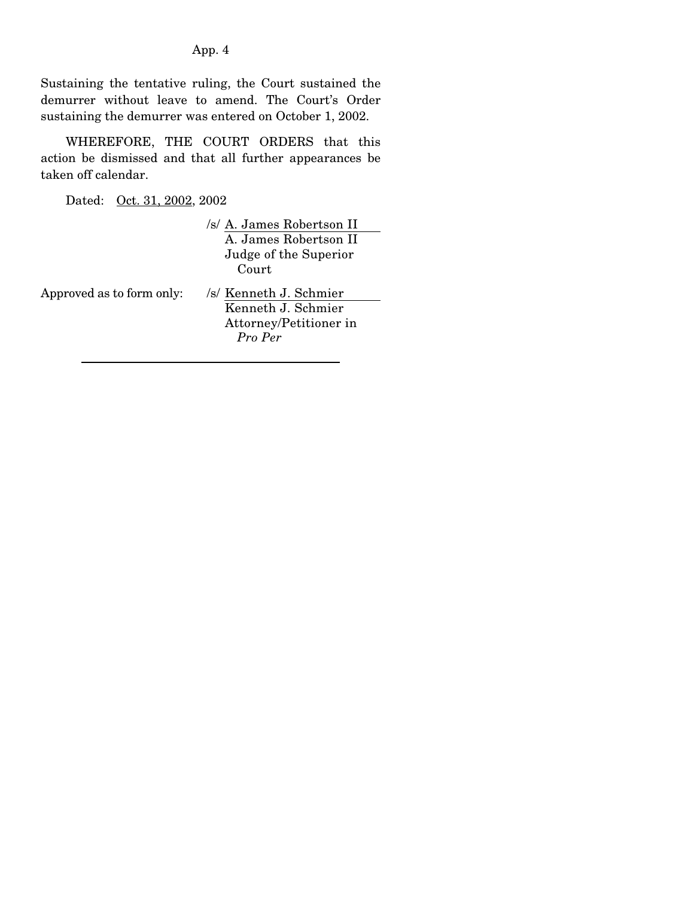Sustaining the tentative ruling, the Court sustained the demurrer without leave to amend. The Court's Order sustaining the demurrer was entered on October 1, 2002.

WHEREFORE, THE COURT ORDERS that this action be dismissed and that all further appearances be taken off calendar.

Dated: Oct. 31, 2002, 2002

/s/ A. James Robertson II
A. James Robertson II
Judge of the Superior Court

Approved as to form only: /s/ Kenneth J. Schmier
Kenneth J. Schmier
Attorney/Petitioner in *Pro Per*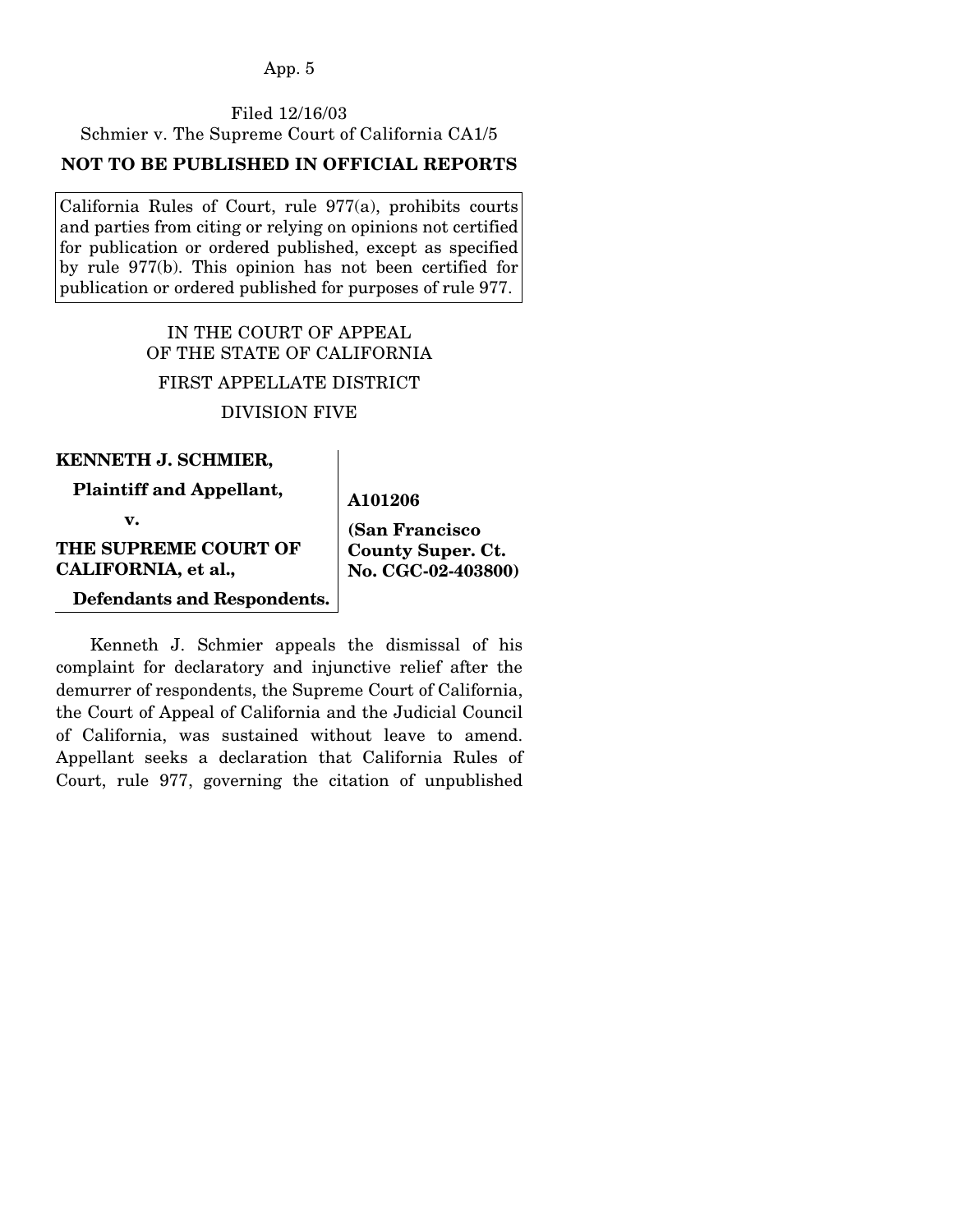Filed 12/16/03
Schmier v. The Supreme Court of California CA1/5

**NOT TO BE PUBLISHED IN OFFICIAL REPORTS**

California Rules of Court, rule 977(a), prohibits courts and parties from citing or relying on opinions not certified for publication or ordered published, except as specified by rule 977(b). This opinion has not been certified for publication or ordered published for purposes of rule 977.

IN THE COURT OF APPEAL
OF THE STATE OF CALIFORNIA

FIRST APPELLATE DISTRICT

DIVISION FIVE

| | |
|---|---|
| **KENNETH J. SCHMIER,**<br>**Plaintiff and Appellant,**<br>**v.**<br>**THE SUPREME COURT OF CALIFORNIA, et al.,**<br>**Defendants and Respondents.** | **A101206**<br>**(San Francisco County Super. Ct. No. CGC-02-403800)** |

Kenneth J. Schmier appeals the dismissal of his complaint for declaratory and injunctive relief after the demurrer of respondents, the Supreme Court of California, the Court of Appeal of California and the Judicial Council of California, was sustained without leave to amend. Appellant seeks a declaration that California Rules of Court, rule 977, governing the citation of unpublished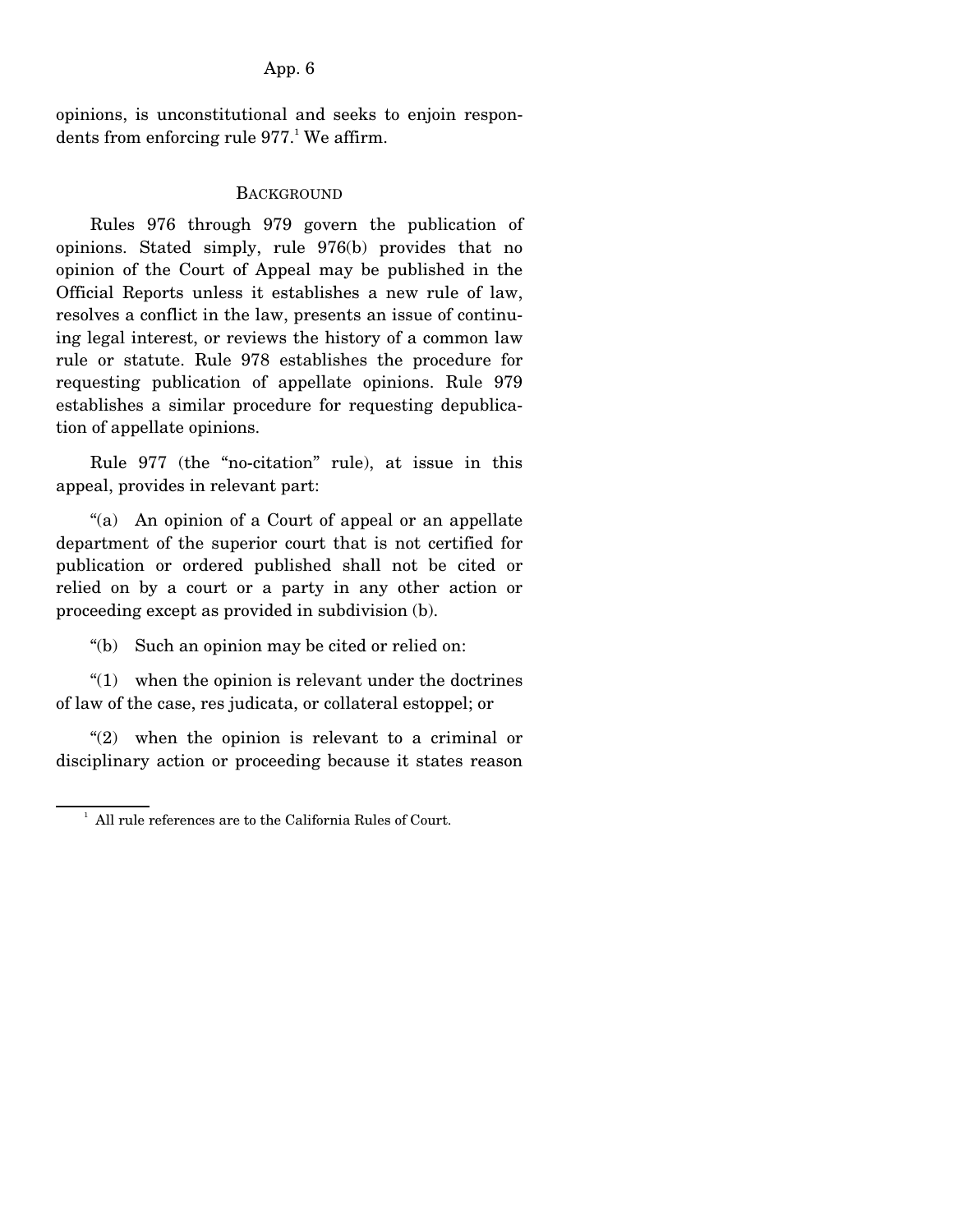opinions, is unconstitutional and seeks to enjoin respondents from enforcing rule 977.[1] We affirm.

## Background

Rules 976 through 979 govern the publication of opinions. Stated simply, rule 976(b) provides that no opinion of the Court of Appeal may be published in the Official Reports unless it establishes a new rule of law, resolves a conflict in the law, presents an issue of continuing legal interest, or reviews the history of a common law rule or statute. Rule 978 establishes the procedure for requesting publication of appellate opinions. Rule 979 establishes a similar procedure for requesting depublication of appellate opinions.

Rule 977 (the "no-citation" rule), at issue in this appeal, provides in relevant part:

"(a) An opinion of a Court of appeal or an appellate department of the superior court that is not certified for publication or ordered published shall not be cited or relied on by a court or a party in any other action or proceeding except as provided in subdivision (b).

"(b) Such an opinion may be cited or relied on:

"(1) when the opinion is relevant under the doctrines of law of the case, res judicata, or collateral estoppel; or

"(2) when the opinion is relevant to a criminal or disciplinary action or proceeding because it states reason

[1] All rule references are to the California Rules of Court.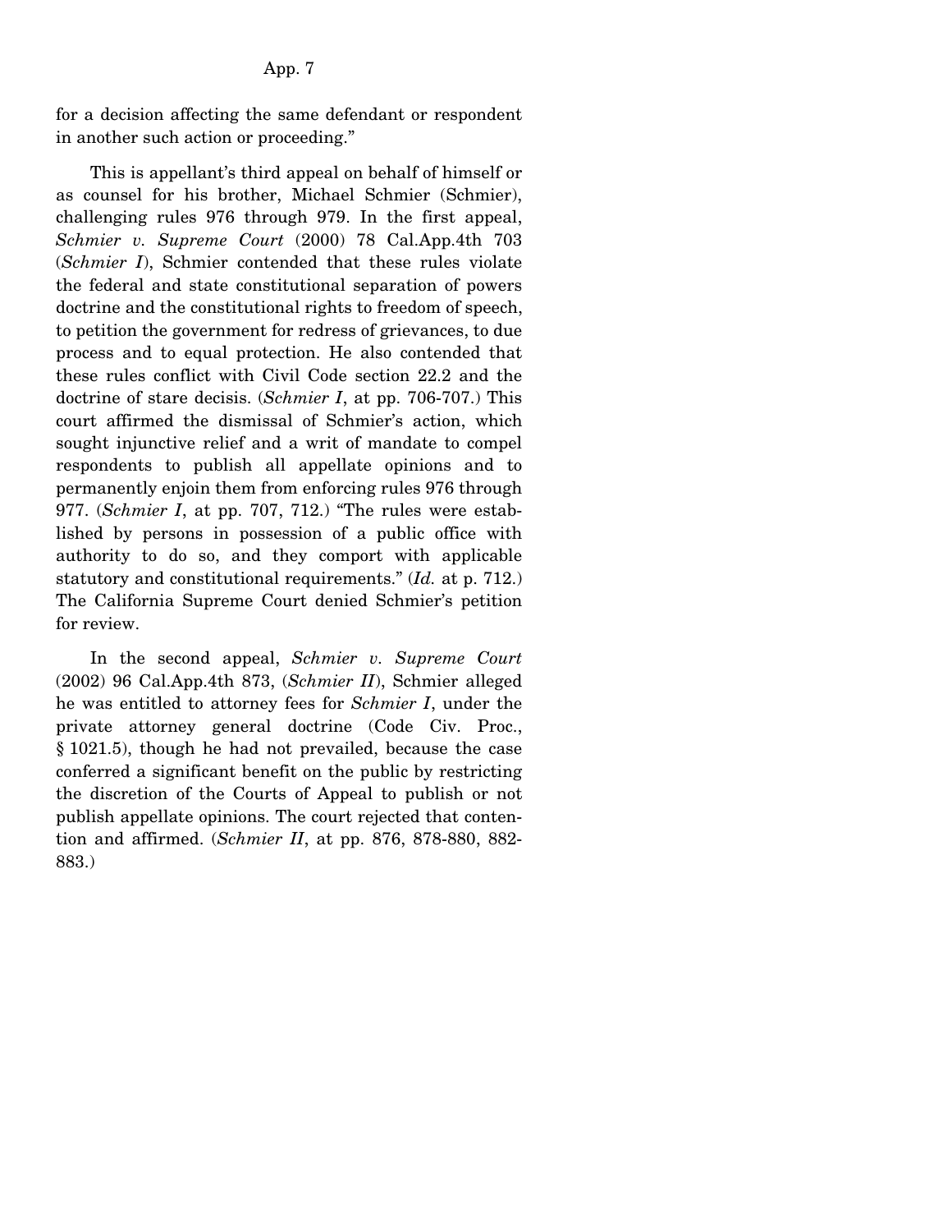for a decision affecting the same defendant or respondent in another such action or proceeding."

This is appellant's third appeal on behalf of himself or as counsel for his brother, Michael Schmier (Schmier), challenging rules 976 through 979. In the first appeal, *Schmier v. Supreme Court* (2000) 78 Cal.App.4th 703 (*Schmier I*), Schmier contended that these rules violate the federal and state constitutional separation of powers doctrine and the constitutional rights to freedom of speech, to petition the government for redress of grievances, to due process and to equal protection. He also contended that these rules conflict with Civil Code section 22.2 and the doctrine of stare decisis. (*Schmier I*, at pp. 706-707.) This court affirmed the dismissal of Schmier's action, which sought injunctive relief and a writ of mandate to compel respondents to publish all appellate opinions and to permanently enjoin them from enforcing rules 976 through 977. (*Schmier I*, at pp. 707, 712.) "The rules were established by persons in possession of a public office with authority to do so, and they comport with applicable statutory and constitutional requirements." (*Id.* at p. 712.) The California Supreme Court denied Schmier's petition for review.

In the second appeal, *Schmier v. Supreme Court* (2002) 96 Cal.App.4th 873, (*Schmier II*), Schmier alleged he was entitled to attorney fees for *Schmier I*, under the private attorney general doctrine (Code Civ. Proc., § 1021.5), though he had not prevailed, because the case conferred a significant benefit on the public by restricting the discretion of the Courts of Appeal to publish or not publish appellate opinions. The court rejected that contention and affirmed. (*Schmier II*, at pp. 876, 878-880, 882-883.)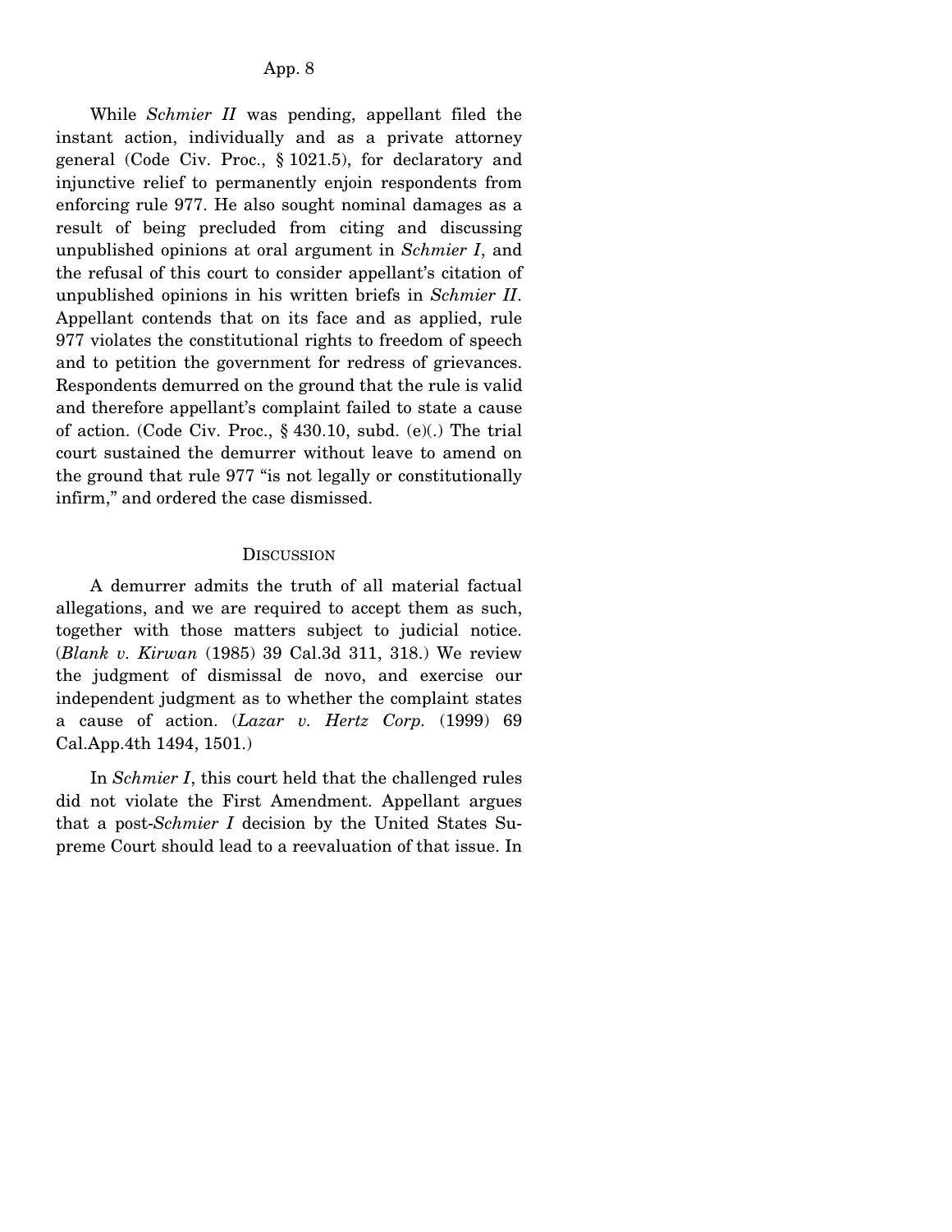While *Schmier II* was pending, appellant filed the instant action, individually and as a private attorney general (Code Civ. Proc., § 1021.5), for declaratory and injunctive relief to permanently enjoin respondents from enforcing rule 977. He also sought nominal damages as a result of being precluded from citing and discussing unpublished opinions at oral argument in *Schmier I*, and the refusal of this court to consider appellant's citation of unpublished opinions in his written briefs in *Schmier II*. Appellant contends that on its face and as applied, rule 977 violates the constitutional rights to freedom of speech and to petition the government for redress of grievances. Respondents demurred on the ground that the rule is valid and therefore appellant's complaint failed to state a cause of action. (Code Civ. Proc., § 430.10, subd. (e)(.) The trial court sustained the demurrer without leave to amend on the ground that rule 977 "is not legally or constitutionally infirm," and ordered the case dismissed.

## Discussion

A demurrer admits the truth of all material factual allegations, and we are required to accept them as such, together with those matters subject to judicial notice. (*Blank v. Kirwan* (1985) 39 Cal.3d 311, 318.) We review the judgment of dismissal de novo, and exercise our independent judgment as to whether the complaint states a cause of action. (*Lazar v. Hertz Corp.* (1999) 69 Cal.App.4th 1494, 1501.)

In *Schmier I*, this court held that the challenged rules did not violate the First Amendment. Appellant argues that a post-*Schmier I* decision by the United States Supreme Court should lead to a reevaluation of that issue. In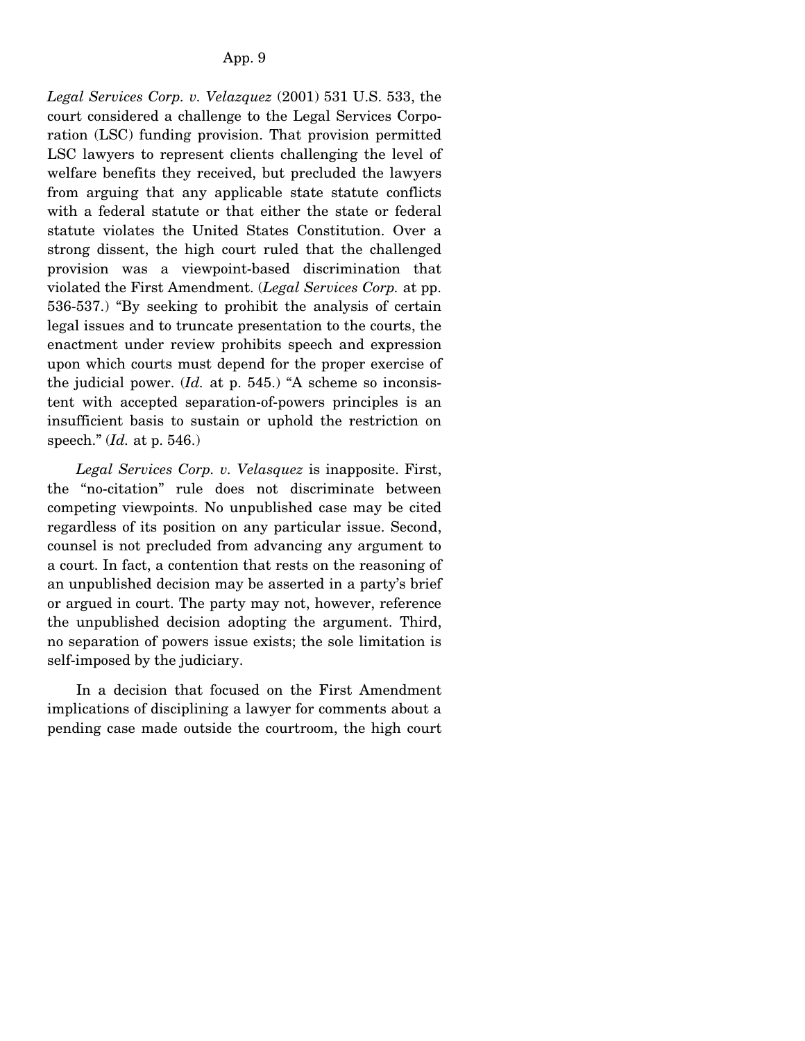*Legal Services Corp. v. Velazquez* (2001) 531 U.S. 533, the court considered a challenge to the Legal Services Corporation (LSC) funding provision. That provision permitted LSC lawyers to represent clients challenging the level of welfare benefits they received, but precluded the lawyers from arguing that any applicable state statute conflicts with a federal statute or that either the state or federal statute violates the United States Constitution. Over a strong dissent, the high court ruled that the challenged provision was a viewpoint-based discrimination that violated the First Amendment. (*Legal Services Corp.* at pp. 536-537.) "By seeking to prohibit the analysis of certain legal issues and to truncate presentation to the courts, the enactment under review prohibits speech and expression upon which courts must depend for the proper exercise of the judicial power. (*Id.* at p. 545.) "A scheme so inconsistent with accepted separation-of-powers principles is an insufficient basis to sustain or uphold the restriction on speech." (*Id.* at p. 546.)

*Legal Services Corp. v. Velasquez* is inapposite. First, the "no-citation" rule does not discriminate between competing viewpoints. No unpublished case may be cited regardless of its position on any particular issue. Second, counsel is not precluded from advancing any argument to a court. In fact, a contention that rests on the reasoning of an unpublished decision may be asserted in a party's brief or argued in court. The party may not, however, reference the unpublished decision adopting the argument. Third, no separation of powers issue exists; the sole limitation is self-imposed by the judiciary.

In a decision that focused on the First Amendment implications of disciplining a lawyer for comments about a pending case made outside the courtroom, the high court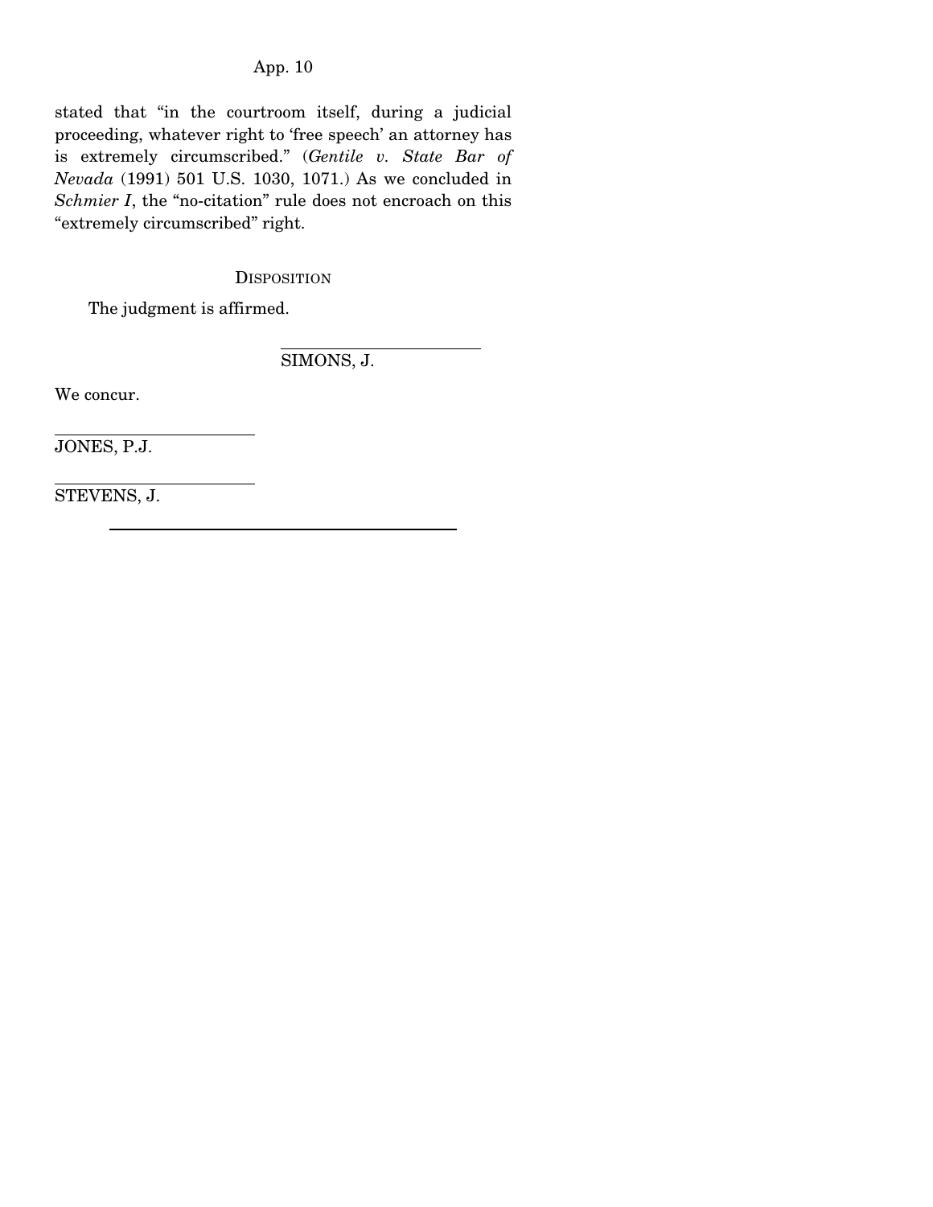stated that "in the courtroom itself, during a judicial proceeding, whatever right to 'free speech' an attorney has is extremely circumscribed." (*Gentile v. State Bar of Nevada* (1991) 501 U.S. 1030, 1071.) As we concluded in *Schmier I*, the "no-citation" rule does not encroach on this "extremely circumscribed" right.

DISPOSITION

The judgment is affirmed.

SIMONS, J.

We concur.

JONES, P.J.

STEVENS, J.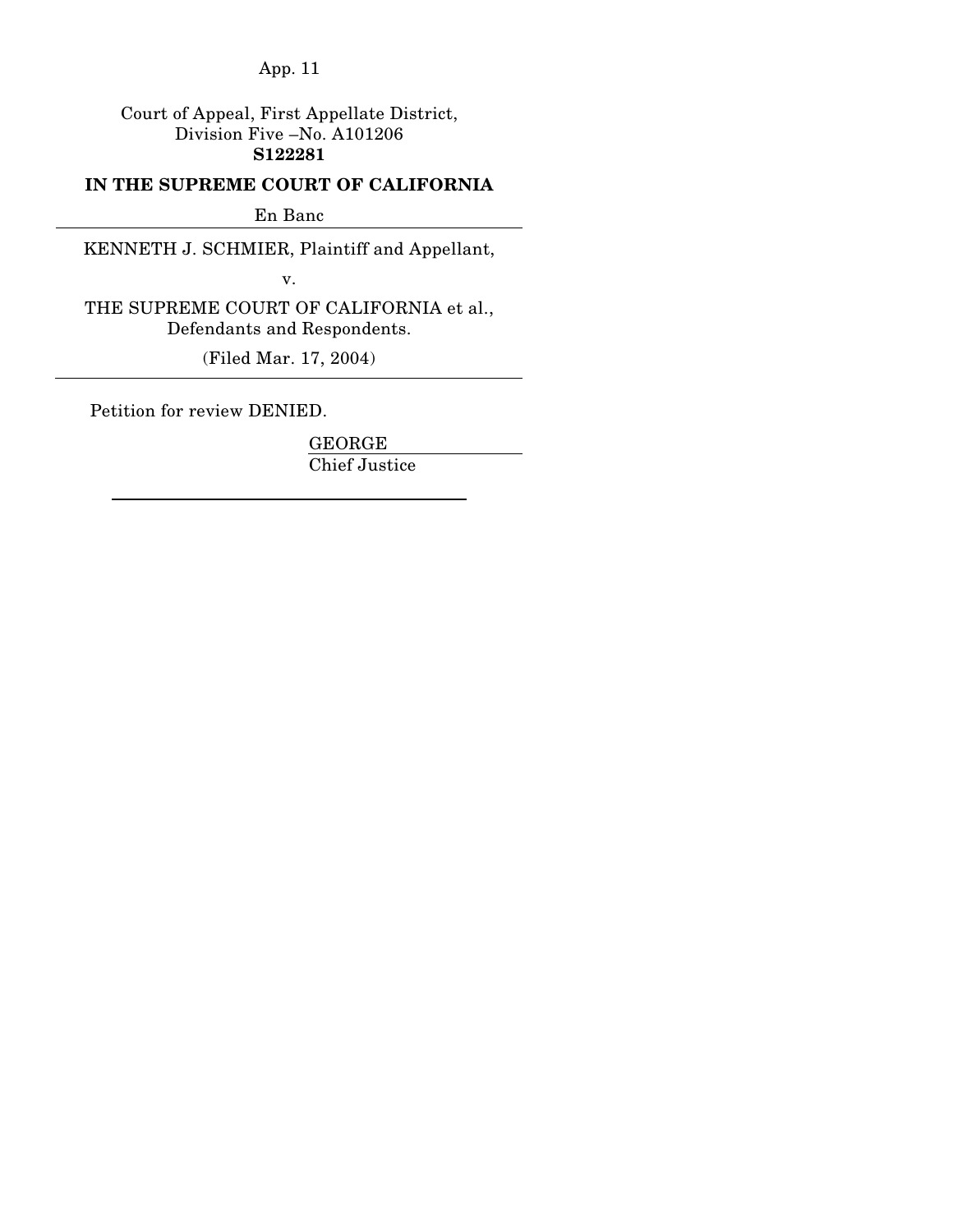App. 11

Court of Appeal, First Appellate District,
Division Five –No. A101206
**S122281**

**IN THE SUPREME COURT OF CALIFORNIA**

En Banc

---

KENNETH J. SCHMIER, Plaintiff and Appellant,

v.

THE SUPREME COURT OF CALIFORNIA et al.,
Defendants and Respondents.

(Filed Mar. 17, 2004)

---

Petition for review DENIED.

GEORGE
Chief Justice